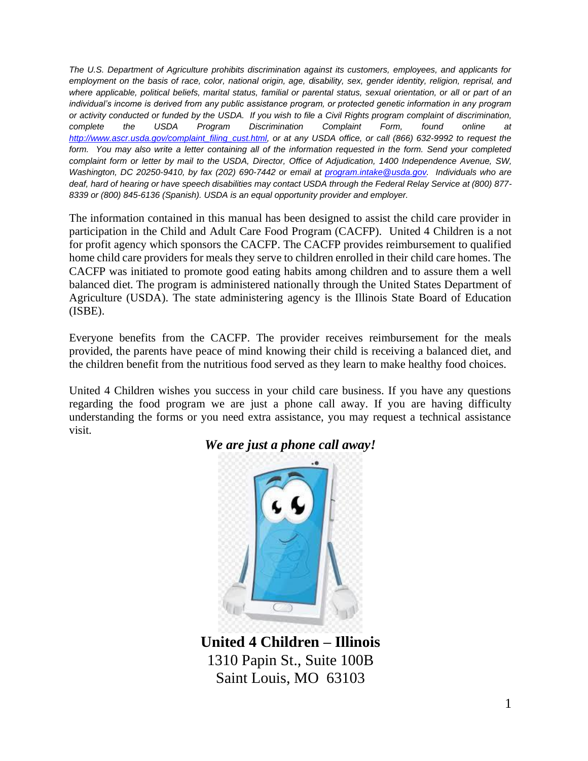*The U.S. Department of Agriculture prohibits discrimination against its customers, employees, and applicants for employment on the basis of race, color, national origin, age, disability, sex, gender identity, religion, reprisal, and where applicable, political beliefs, marital status, familial or parental status, sexual orientation, or all or part of an individual's income is derived from any public assistance program, or protected genetic information in any program or activity conducted or funded by the USDA. If you wish to file a Civil Rights program complaint of discrimination, complete the USDA Program Discrimination Complaint Form, found online at [http://www.ascr.usda.gov/complaint_filing_cust.html](http://www.ascr.usda.gov/complaint_filing_cust.html), or at any USDA office, or call (866) 632-9992 to request the form. You may also write a letter containing all of the information requested in the form. Send your completed complaint form or letter by mail to the USDA, Director, Office of Adjudication, 1400 Independence Avenue, SW, Washington, DC 20250-9410, by fax (202) 690-7442 or email at [program.intake@usda.gov](mailto:program.intake@usda.gov). Individuals who are deaf, hard of hearing or have speech disabilities may contact USDA through the Federal Relay Service at (800) 877-8339 or (800) 845-6136 (Spanish). USDA is an equal opportunity provider and employer.*

The information contained in this manual has been designed to assist the child care provider in participation in the Child and Adult Care Food Program (CACFP). United 4 Children is a not for profit agency which sponsors the CACFP. The CACFP provides reimbursement to qualified home child care providers for meals they serve to children enrolled in their child care homes. The CACFP was initiated to promote good eating habits among children and to assure them a well balanced diet. The program is administered nationally through the United States Department of Agriculture (USDA). The state administering agency is the Illinois State Board of Education (ISBE).

Everyone benefits from the CACFP. The provider receives reimbursement for the meals provided, the parents have peace of mind knowing their child is receiving a balanced diet, and the children benefit from the nutritious food served as they learn to make healthy food choices.

United 4 Children wishes you success in your child care business. If you have any questions regarding the food program we are just a phone call away. If you are having difficulty understanding the forms or you need extra assistance, you may request a technical assistance visit.

***We are just a phone call away!***

**United 4 Children – Illinois**
1310 Papin St., Suite 100B
Saint Louis, MO 63103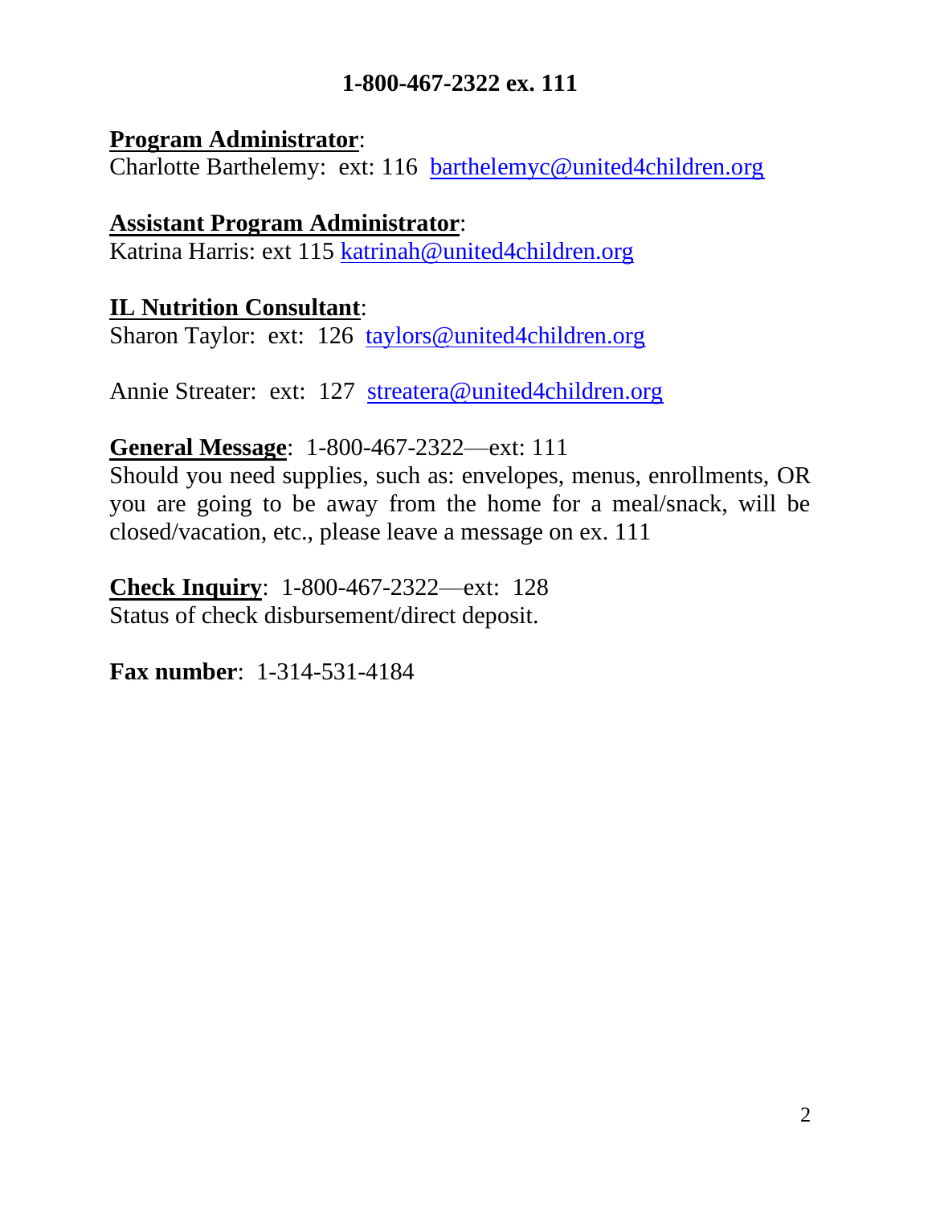**1-800-467-2322 ex. 111**

**Program Administrator**:
Charlotte Barthelemy: ext: 116 barthelemyc@united4children.org

**Assistant Program Administrator**:
Katrina Harris: ext 115 katrinah@united4children.org

**IL Nutrition Consultant**:
Sharon Taylor: ext: 126 taylors@united4children.org

Annie Streater: ext: 127 streatera@united4children.org

**General Message**: 1-800-467-2322—ext: 111
Should you need supplies, such as: envelopes, menus, enrollments, OR you are going to be away from the home for a meal/snack, will be closed/vacation, etc., please leave a message on ex. 111

**Check Inquiry**: 1-800-467-2322—ext: 128
Status of check disbursement/direct deposit.

**Fax number**: 1-314-531-4184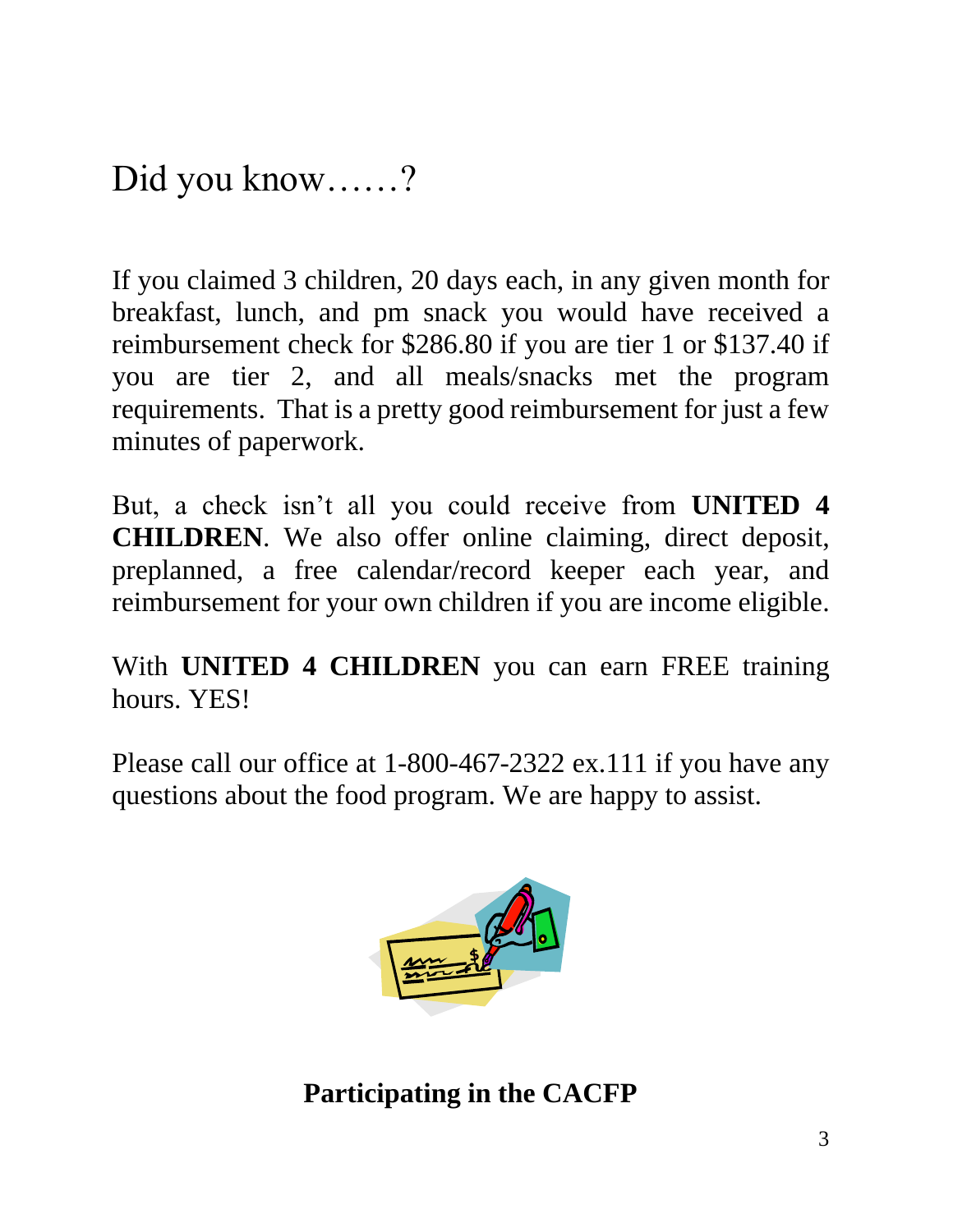# Did you know……?

If you claimed 3 children, 20 days each, in any given month for breakfast, lunch, and pm snack you would have received a reimbursement check for $286.80 if you are tier 1 or $137.40 if you are tier 2, and all meals/snacks met the program requirements. That is a pretty good reimbursement for just a few minutes of paperwork.

But, a check isn't all you could receive from **UNITED 4 CHILDREN**. We also offer online claiming, direct deposit, preplanned, a free calendar/record keeper each year, and reimbursement for your own children if you are income eligible.

With **UNITED 4 CHILDREN** you can earn FREE training hours. YES!

Please call our office at 1-800-467-2322 ex.111 if you have any questions about the food program. We are happy to assist.

**Participating in the CACFP**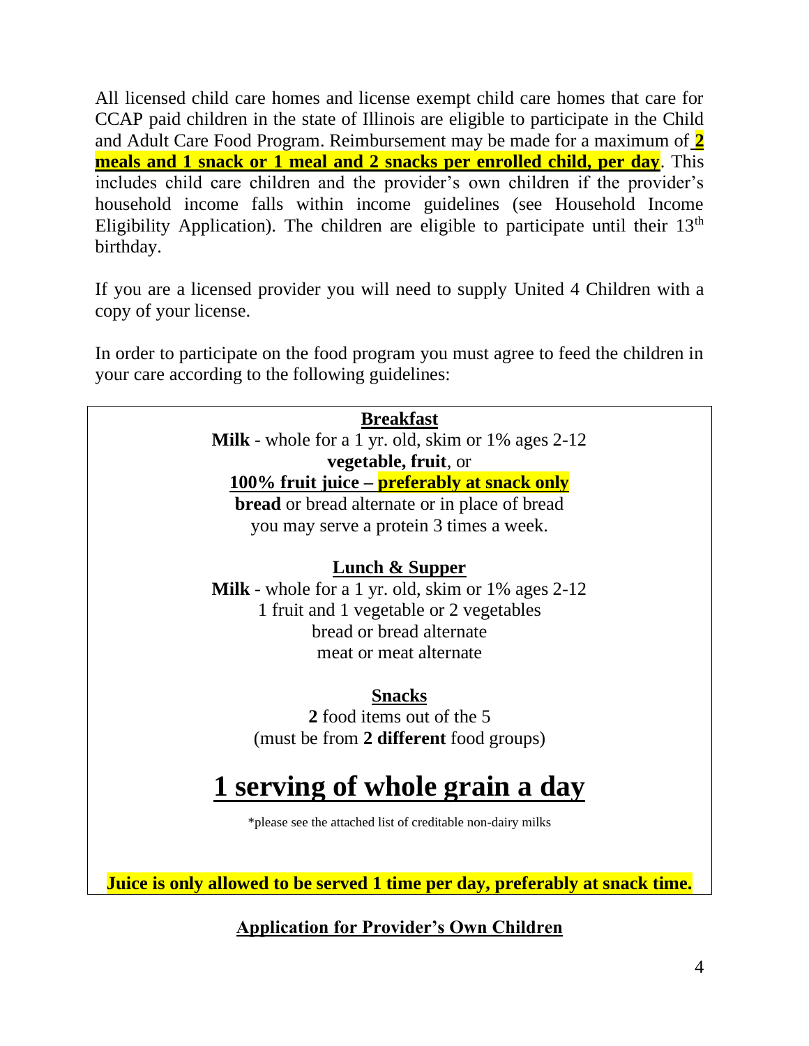All licensed child care homes and license exempt child care homes that care for CCAP paid children in the state of Illinois are eligible to participate in the Child and Adult Care Food Program. Reimbursement may be made for a maximum of **2 meals and 1 snack or 1 meal and 2 snacks per enrolled child, per day**. This includes child care children and the provider's own children if the provider's household income falls within income guidelines (see Household Income Eligibility Application). The children are eligible to participate until their 13th birthday.

If you are a licensed provider you will need to supply United 4 Children with a copy of your license.

In order to participate on the food program you must agree to feed the children in your care according to the following guidelines:

**Breakfast**

**Milk** - whole for a 1 yr. old, skim or 1% ages 2-12
**vegetable, fruit**, or
**100% fruit juice – preferably at snack only**
**bread** or bread alternate or in place of bread
you may serve a protein 3 times a week.

**Lunch & Supper**

**Milk** - whole for a 1 yr. old, skim or 1% ages 2-12
1 fruit and 1 vegetable or 2 vegetables
bread or bread alternate
meat or meat alternate

**Snacks**

**2** food items out of the 5
(must be from **2 different** food groups)

# 1 serving of whole grain a day

*please see the attached list of creditable non-dairy milks

**Juice is only allowed to be served 1 time per day, preferably at snack time.**

## Application for Provider's Own Children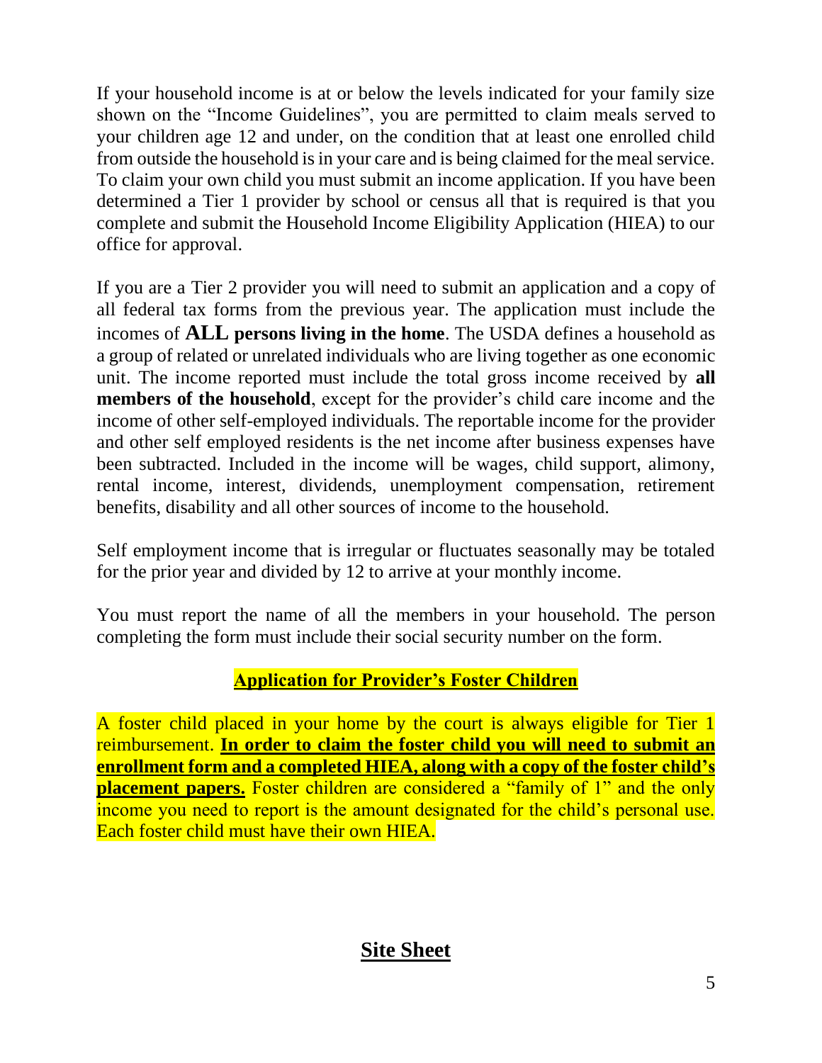If your household income is at or below the levels indicated for your family size shown on the "Income Guidelines", you are permitted to claim meals served to your children age 12 and under, on the condition that at least one enrolled child from outside the household is in your care and is being claimed for the meal service. To claim your own child you must submit an income application. If you have been determined a Tier 1 provider by school or census all that is required is that you complete and submit the Household Income Eligibility Application (HIEA) to our office for approval.

If you are a Tier 2 provider you will need to submit an application and a copy of all federal tax forms from the previous year. The application must include the incomes of **ALL persons living in the home**. The USDA defines a household as a group of related or unrelated individuals who are living together as one economic unit. The income reported must include the total gross income received by **all members of the household**, except for the provider's child care income and the income of other self-employed individuals. The reportable income for the provider and other self employed residents is the net income after business expenses have been subtracted. Included in the income will be wages, child support, alimony, rental income, interest, dividends, unemployment compensation, retirement benefits, disability and all other sources of income to the household.

Self employment income that is irregular or fluctuates seasonally may be totaled for the prior year and divided by 12 to arrive at your monthly income.

You must report the name of all the members in your household. The person completing the form must include their social security number on the form.

## Application for Provider's Foster Children

A foster child placed in your home by the court is always eligible for Tier 1 reimbursement. **In order to claim the foster child you will need to submit an enrollment form and a completed HIEA, along with a copy of the foster child's placement papers.** Foster children are considered a "family of 1" and the only income you need to report is the amount designated for the child's personal use. Each foster child must have their own HIEA.

## Site Sheet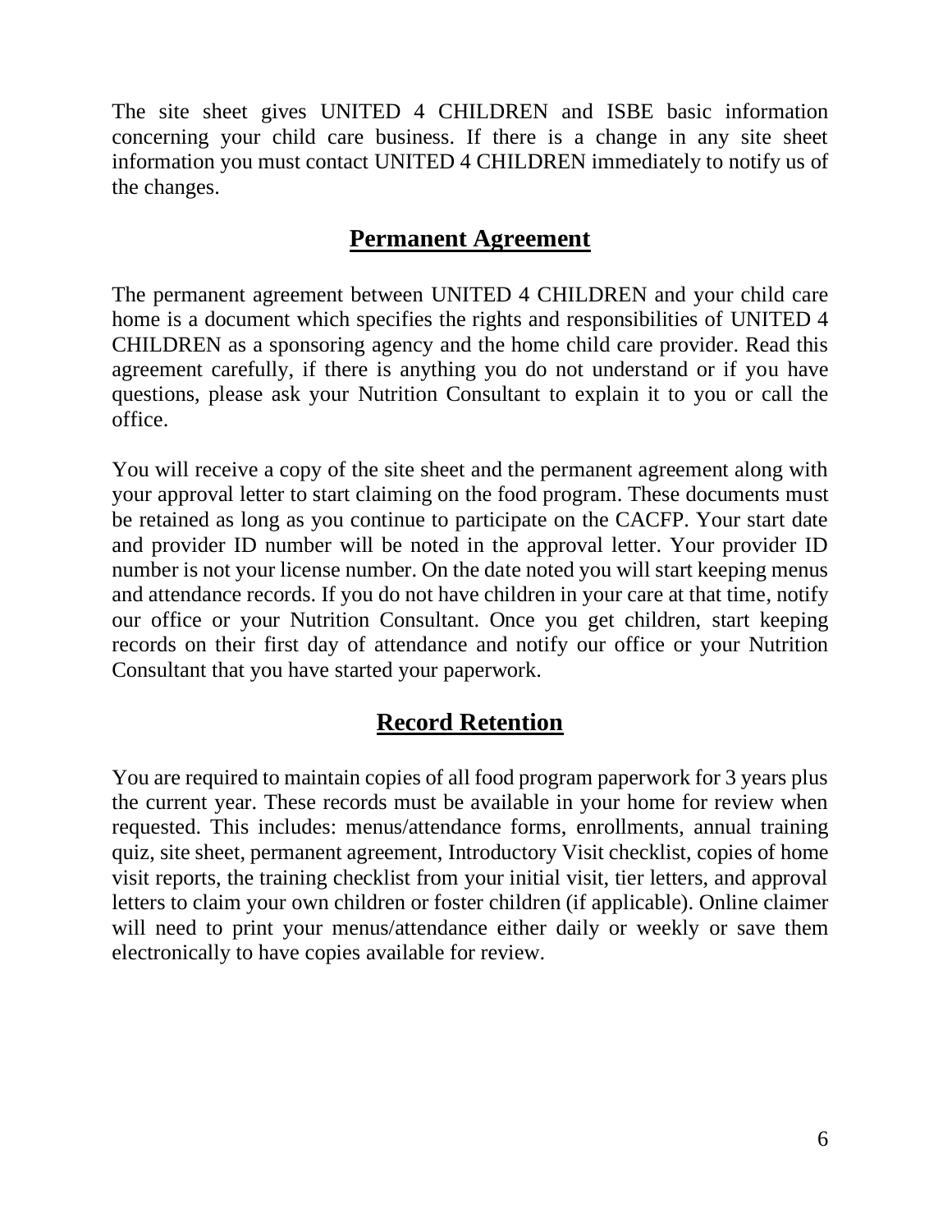The site sheet gives UNITED 4 CHILDREN and ISBE basic information concerning your child care business. If there is a change in any site sheet information you must contact UNITED 4 CHILDREN immediately to notify us of the changes.

## Permanent Agreement

The permanent agreement between UNITED 4 CHILDREN and your child care home is a document which specifies the rights and responsibilities of UNITED 4 CHILDREN as a sponsoring agency and the home child care provider. Read this agreement carefully, if there is anything you do not understand or if you have questions, please ask your Nutrition Consultant to explain it to you or call the office.

You will receive a copy of the site sheet and the permanent agreement along with your approval letter to start claiming on the food program. These documents must be retained as long as you continue to participate on the CACFP. Your start date and provider ID number will be noted in the approval letter. Your provider ID number is not your license number. On the date noted you will start keeping menus and attendance records. If you do not have children in your care at that time, notify our office or your Nutrition Consultant. Once you get children, start keeping records on their first day of attendance and notify our office or your Nutrition Consultant that you have started your paperwork.

## Record Retention

You are required to maintain copies of all food program paperwork for 3 years plus the current year. These records must be available in your home for review when requested. This includes: menus/attendance forms, enrollments, annual training quiz, site sheet, permanent agreement, Introductory Visit checklist, copies of home visit reports, the training checklist from your initial visit, tier letters, and approval letters to claim your own children or foster children (if applicable). Online claimer will need to print your menus/attendance either daily or weekly or save them electronically to have copies available for review.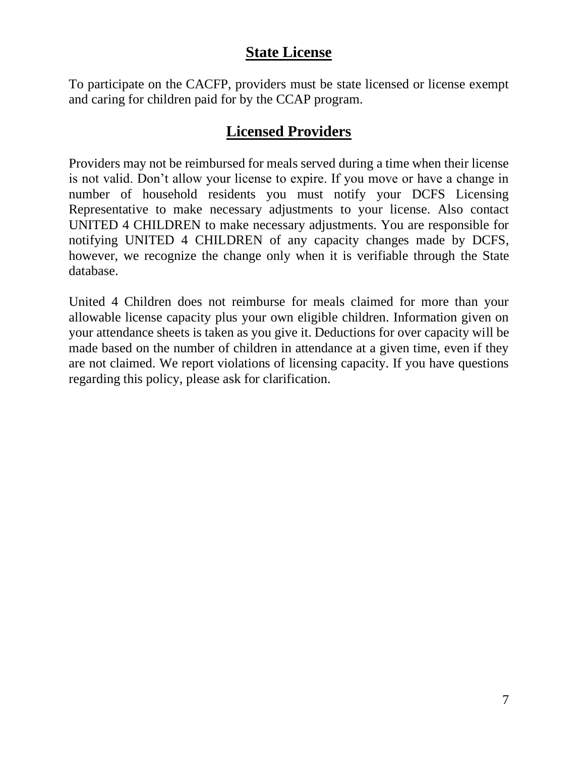## State License

To participate on the CACFP, providers must be state licensed or license exempt and caring for children paid for by the CCAP program.

## Licensed Providers

Providers may not be reimbursed for meals served during a time when their license is not valid. Don't allow your license to expire. If you move or have a change in number of household residents you must notify your DCFS Licensing Representative to make necessary adjustments to your license. Also contact UNITED 4 CHILDREN to make necessary adjustments. You are responsible for notifying UNITED 4 CHILDREN of any capacity changes made by DCFS, however, we recognize the change only when it is verifiable through the State database.

United 4 Children does not reimburse for meals claimed for more than your allowable license capacity plus your own eligible children. Information given on your attendance sheets is taken as you give it. Deductions for over capacity will be made based on the number of children in attendance at a given time, even if they are not claimed. We report violations of licensing capacity. If you have questions regarding this policy, please ask for clarification.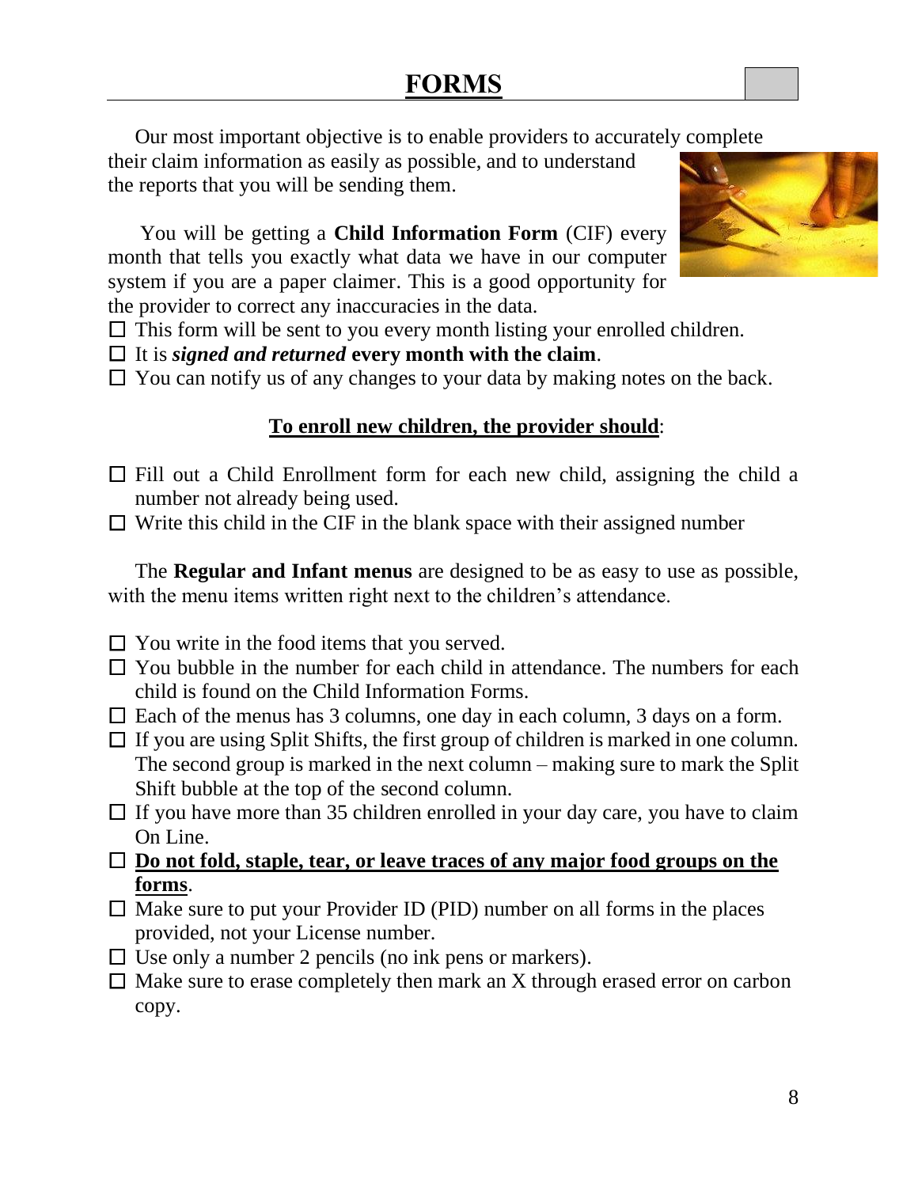# FORMS

Our most important objective is to enable providers to accurately complete their claim information as easily as possible, and to understand the reports that you will be sending them.

You will be getting a **Child Information Form** (CIF) every month that tells you exactly what data we have in our computer system if you are a paper claimer. This is a good opportunity for the provider to correct any inaccuracies in the data.

- ☐ This form will be sent to you every month listing your enrolled children.
- ☐ It is ***signed and returned*** **every month with the claim**.
- ☐ You can notify us of any changes to your data by making notes on the back.

**To enroll new children, the provider should**:

- ☐ Fill out a Child Enrollment form for each new child, assigning the child a number not already being used.
- ☐ Write this child in the CIF in the blank space with their assigned number

The **Regular and Infant menus** are designed to be as easy to use as possible, with the menu items written right next to the children's attendance.

- ☐ You write in the food items that you served.
- ☐ You bubble in the number for each child in attendance. The numbers for each child is found on the Child Information Forms.
- ☐ Each of the menus has 3 columns, one day in each column, 3 days on a form.
- ☐ If you are using Split Shifts, the first group of children is marked in one column. The second group is marked in the next column – making sure to mark the Split Shift bubble at the top of the second column.
- ☐ If you have more than 35 children enrolled in your day care, you have to claim On Line.
- ☐ **Do not fold, staple, tear, or leave traces of any major food groups on the forms**.
- ☐ Make sure to put your Provider ID (PID) number on all forms in the places provided, not your License number.
- ☐ Use only a number 2 pencils (no ink pens or markers).
- ☐ Make sure to erase completely then mark an X through erased error on carbon copy.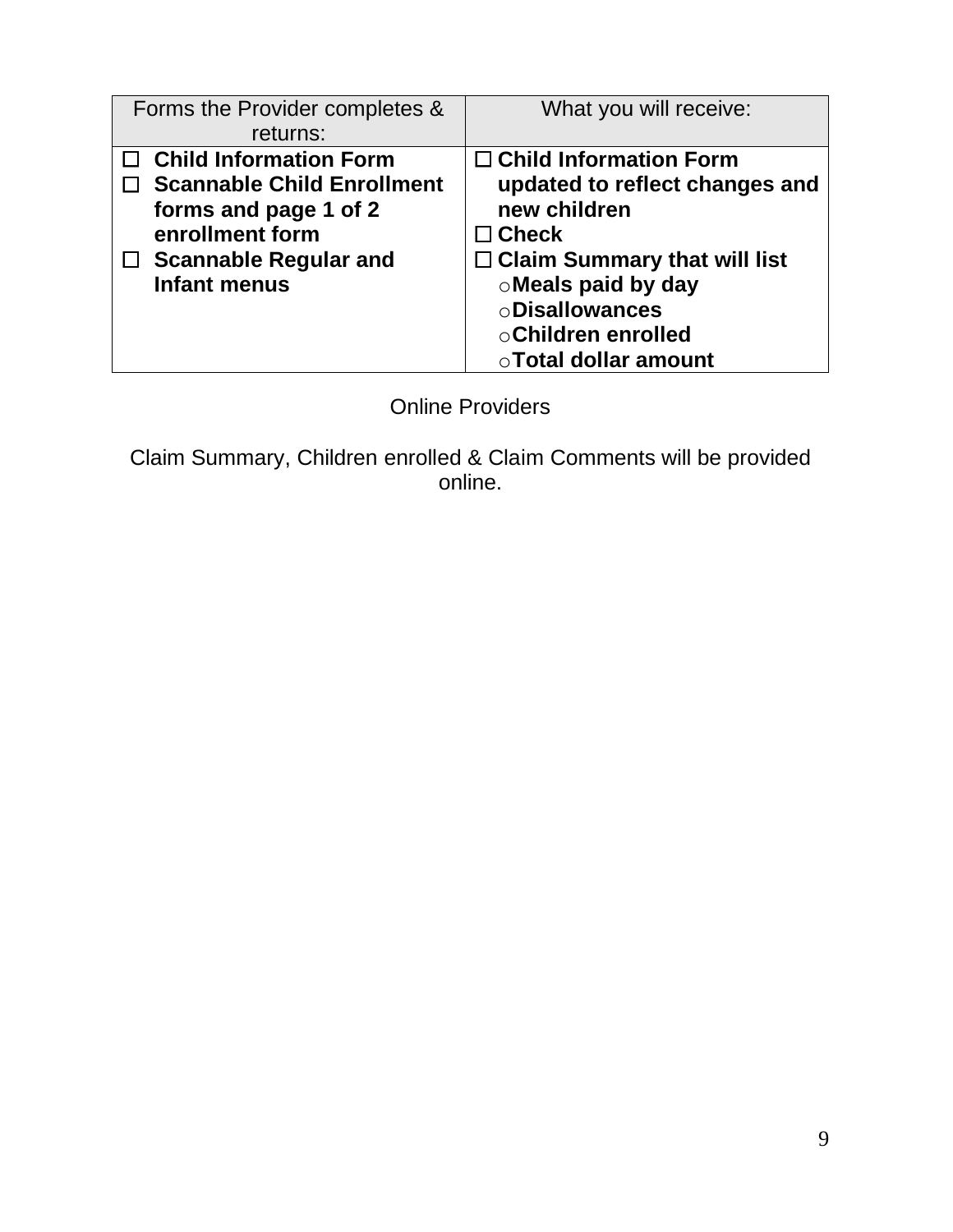| Forms the Provider completes & returns: | What you will receive: |
| --- | --- |
| ☐ **Child Information Form**<br>☐ **Scannable Child Enrollment forms and page 1 of 2 enrollment form**<br>☐ **Scannable Regular and Infant menus** | ☐ **Child Information Form updated to reflect changes and new children**<br>☐ **Check**<br>☐ **Claim Summary that will list**<br>○ **Meals paid by day**<br>○ **Disallowances**<br>○ **Children enrolled**<br>○ **Total dollar amount** |

Online Providers

Claim Summary, Children enrolled & Claim Comments will be provided online.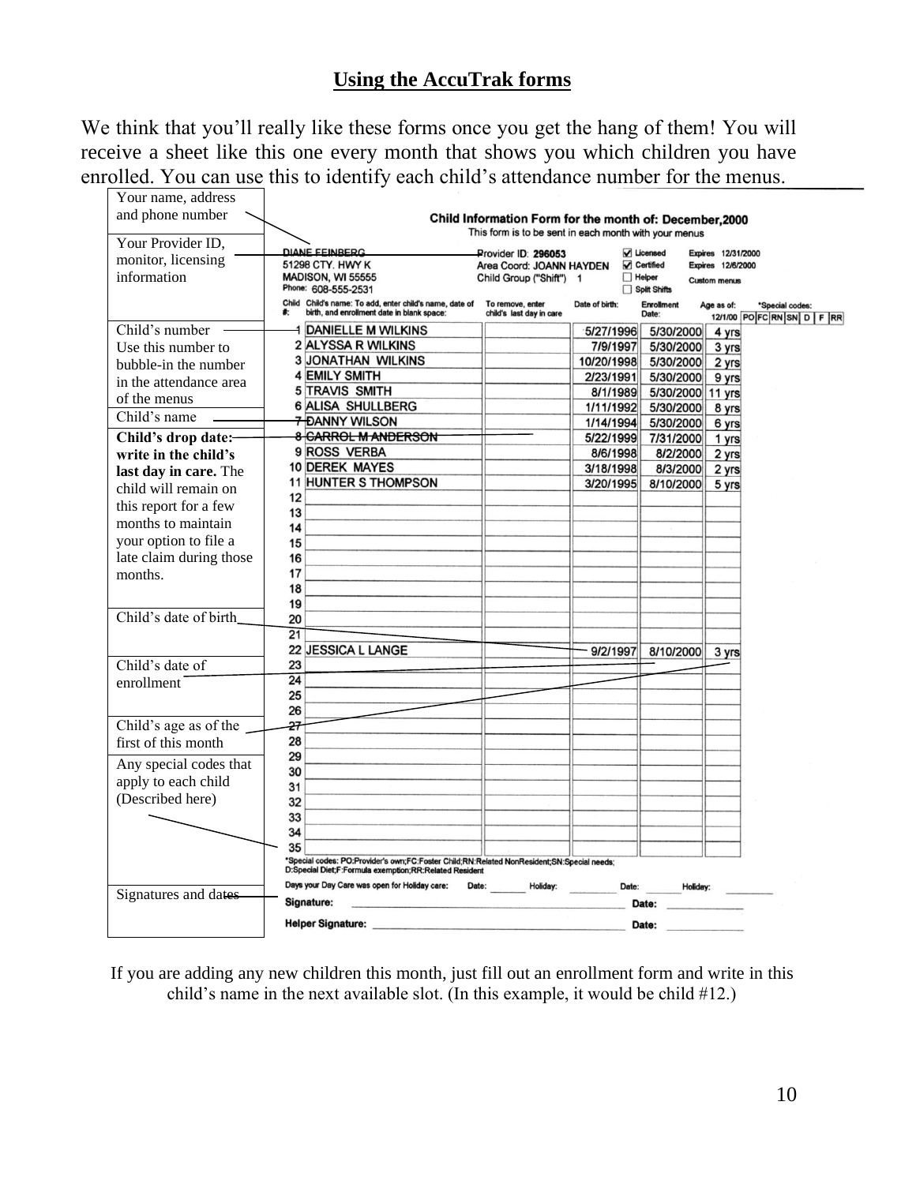## Using the AccuTrak forms

We think that you'll really like these forms once you get the hang of them! You will receive a sheet like this one every month that shows you which children you have enrolled. You can use this to identify each child's attendance number for the menus.

**Annotations (left margin):**

- Your name, address and phone number
- Your Provider ID, monitor, licensing information
- Child's number — Use this number to bubble-in the number in the attendance area of the menus
- Child's name
- **Child's drop date: write in the child's last day in care.** The child will remain on this report for a few months to maintain your option to file a late claim during those months.
- Child's date of birth
- Child's date of enrollment
- Child's age as of the first of this month
- Any special codes that apply to each child (Described here)
- Signatures and dates

**Child Information Form for the month of: December,2000**

This form is to be sent in each month with your menus

DIANE FEINBERG
51298 CTY. HWY K
MADISON, WI 55555
Phone: 608-555-2531

Provider ID: 296053
Area Coord: JOANN HAYDEN
Child Group ("Shift") 1

☑ Licensed — Expires 12/31/2000
☑ Certified — Expires 12/6/2000
☐ Helper — Custom menus
☐ Split Shifts

| Child # | Child's name: To add, enter child's name, date of birth, and enrollment date in blank space: | To remove, enter child's last day in care | Date of birth: | Enrollment Date: | Age as of: 12/1/00 | *Special codes: PO FC RN SN D F RR |
|---|---|---|---|---|---|---|
| 1 | DANIELLE M WILKINS | | 5/27/1996 | 5/30/2000 | 4 yrs | |
| 2 | ALYSSA R WILKINS | | 7/9/1997 | 5/30/2000 | 3 yrs | |
| 3 | JONATHAN WILKINS | | 10/20/1998 | 5/30/2000 | 2 yrs | |
| 4 | EMILY SMITH | | 2/23/1991 | 5/30/2000 | 9 yrs | |
| 5 | TRAVIS SMITH | | 8/1/1989 | 5/30/2000 | 11 yrs | |
| 6 | ALISA SHULLBERG | | 1/11/1992 | 5/30/2000 | 8 yrs | |
| 7 | DANNY WILSON | | 1/14/1994 | 5/30/2000 | 6 yrs | |
| 8 | CARROL M ANDERSON | | 5/22/1999 | 7/31/2000 | 1 yrs | |
| 9 | ROSS VERBA | | 8/6/1998 | 8/2/2000 | 2 yrs | |
| 10 | DEREK MAYES | | 3/18/1998 | 8/3/2000 | 2 yrs | |
| 11 | HUNTER S THOMPSON | | 3/20/1995 | 8/10/2000 | 5 yrs | |
| 12 | | | | | | |
| 13 | | | | | | |
| 14 | | | | | | |
| 15 | | | | | | |
| 16 | | | | | | |
| 17 | | | | | | |
| 18 | | | | | | |
| 19 | | | | | | |
| 20 | | | | | | |
| 21 | | | | | | |
| 22 | JESSICA L LANGE | | 9/2/1997 | 8/10/2000 | 3 yrs | |
| 23 | | | | | | |
| 24 | | | | | | |
| 25 | | | | | | |
| 26 | | | | | | |
| 27 | | | | | | |
| 28 | | | | | | |
| 29 | | | | | | |
| 30 | | | | | | |
| 31 | | | | | | |
| 32 | | | | | | |
| 33 | | | | | | |
| 34 | | | | | | |
| 35 | | | | | | |

*Special codes: PO:Provider's own;FC:Foster Child;RN:Related NonResident;SN:Special needs; D:Special Diet;F:Formula exemption;RR:Related Resident

Days your Day Care was open for Holiday care: Date: _______ Holiday: _______ Date: _______ Holiday: _______

**Signature:** ______________________ **Date:** __________

**Helper Signature:** ______________________ **Date:** __________

If you are adding any new children this month, just fill out an enrollment form and write in this child's name in the next available slot. (In this example, it would be child #12.)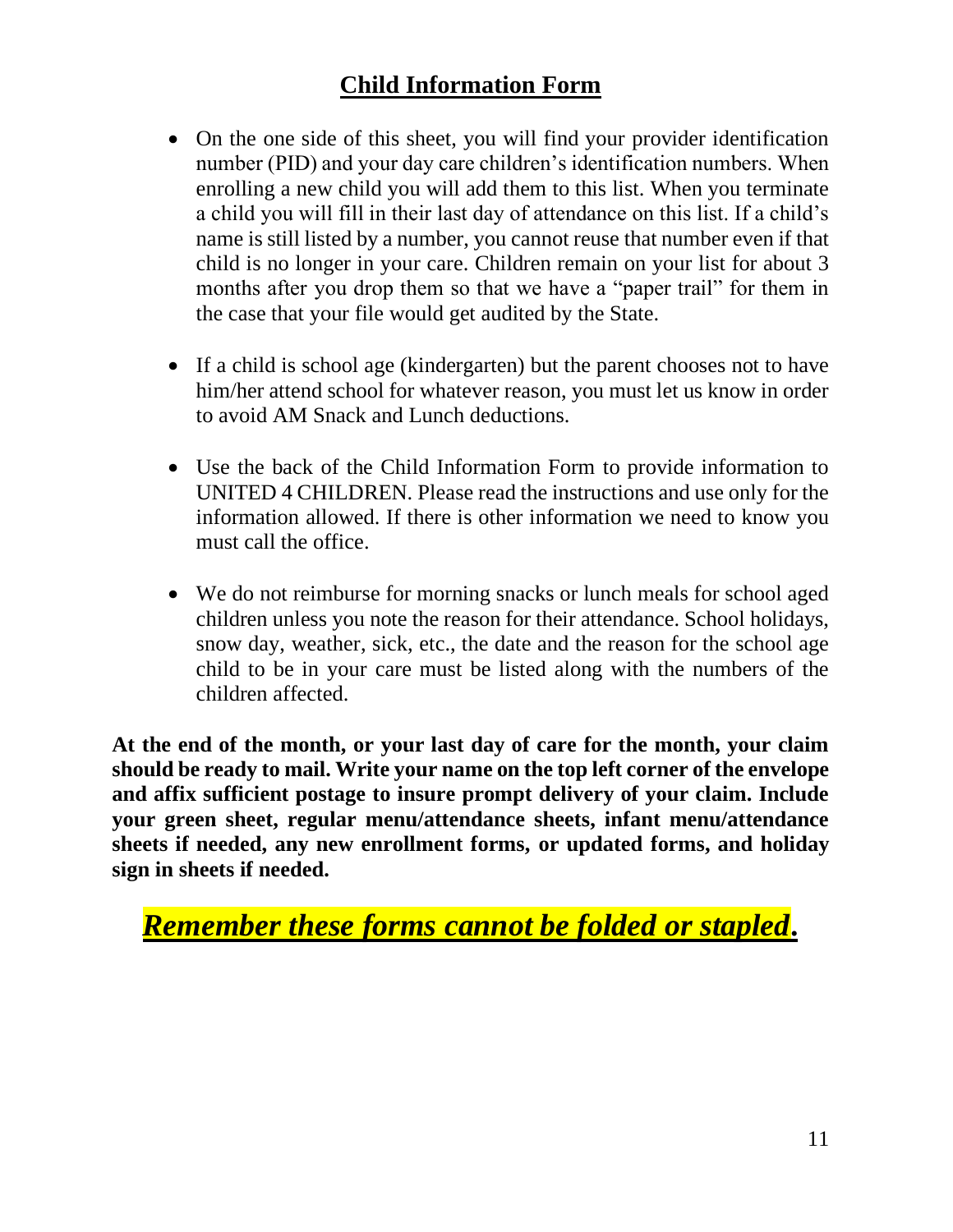## Child Information Form

- On the one side of this sheet, you will find your provider identification number (PID) and your day care children's identification numbers. When enrolling a new child you will add them to this list. When you terminate a child you will fill in their last day of attendance on this list. If a child's name is still listed by a number, you cannot reuse that number even if that child is no longer in your care. Children remain on your list for about 3 months after you drop them so that we have a "paper trail" for them in the case that your file would get audited by the State.

- If a child is school age (kindergarten) but the parent chooses not to have him/her attend school for whatever reason, you must let us know in order to avoid AM Snack and Lunch deductions.

- Use the back of the Child Information Form to provide information to UNITED 4 CHILDREN. Please read the instructions and use only for the information allowed. If there is other information we need to know you must call the office.

- We do not reimburse for morning snacks or lunch meals for school aged children unless you note the reason for their attendance. School holidays, snow day, weather, sick, etc., the date and the reason for the school age child to be in your care must be listed along with the numbers of the children affected.

**At the end of the month, or your last day of care for the month, your claim should be ready to mail. Write your name on the top left corner of the envelope and affix sufficient postage to insure prompt delivery of your claim. Include your green sheet, regular menu/attendance sheets, infant menu/attendance sheets if needed, any new enrollment forms, or updated forms, and holiday sign in sheets if needed.**

***Remember these forms cannot be folded or stapled.***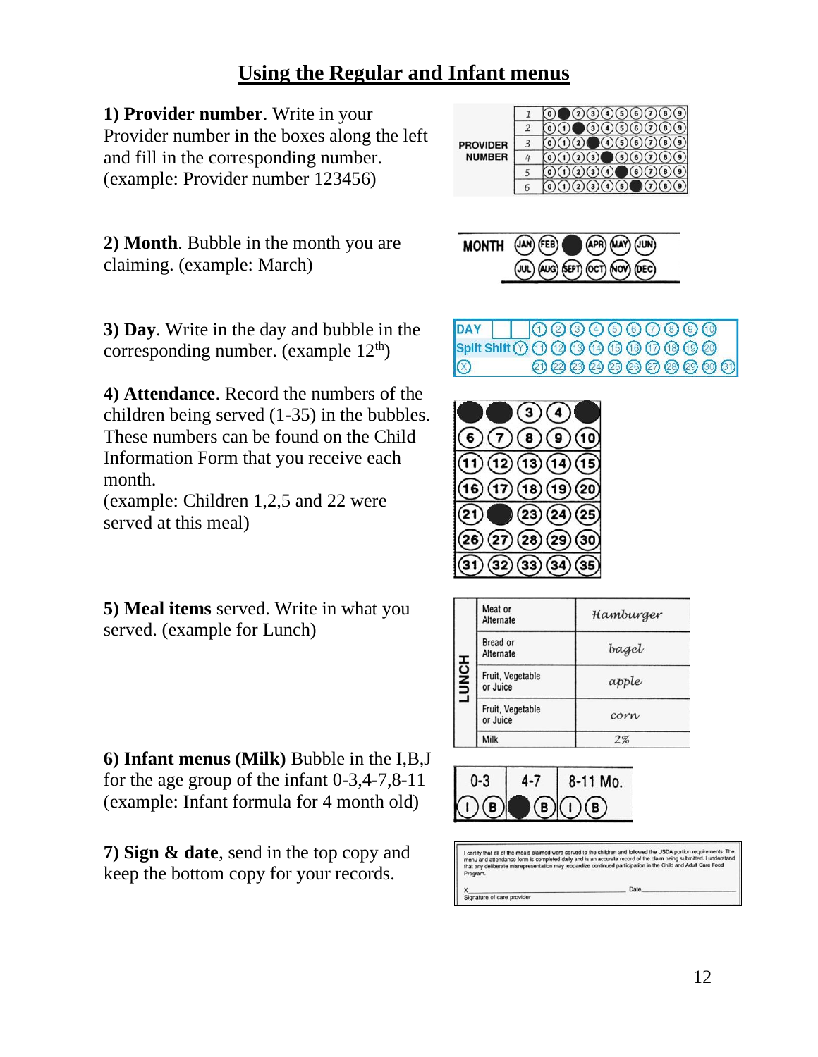## Using the Regular and Infant menus

**1) Provider number**. Write in your Provider number in the boxes along the left and fill in the corresponding number. (example: Provider number 123456)

**2) Month**. Bubble in the month you are claiming. (example: March)

**3) Day**. Write in the day and bubble in the corresponding number. (example 12th)

**4) Attendance**. Record the numbers of the children being served (1-35) in the bubbles. These numbers can be found on the Child Information Form that you receive each month.
(example: Children 1,2,5 and 22 were served at this meal)

**5) Meal items** served. Write in what you served. (example for Lunch)

| LUNCH | | |
|---|---|---|
| | Meat or Alternate | Hamburger |
| | Bread or Alternate | bagel |
| | Fruit, Vegetable or Juice | apple |
| | Fruit, Vegetable or Juice | corn |
| | Milk | 2% |

**6) Infant menus (Milk)** Bubble in the I,B,J for the age group of the infant 0-3,4-7,8-11 (example: Infant formula for 4 month old)

**7) Sign & date**, send in the top copy and keep the bottom copy for your records.

I certify that all of the meals claimed were served to the children and followed the USDA portion requirements. The menu and attendance form is completed daily and is an accurate record of the claim being submitted. I understand that any deliberate misrepresentation may jeopardize continued participation in the Child and Adult Care Food Program.

X ______________________ Date ______________

Signature of care provider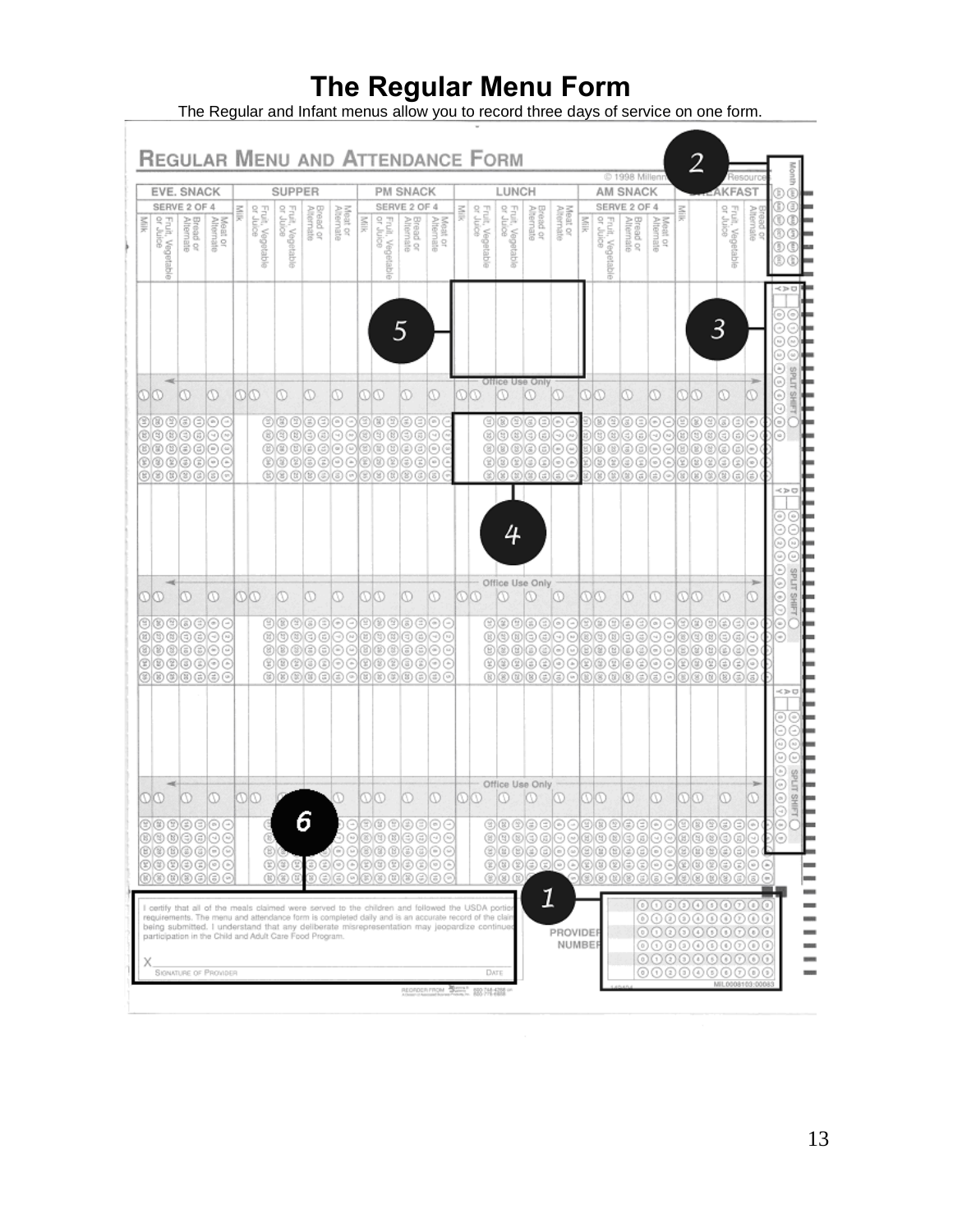# The Regular Menu Form

The Regular and Infant menus allow you to record three days of service on one form.

## REGULAR MENU AND ATTENDANCE FORM

© 1998 Millennium Resources

| EVE. SNACK | | | | SUPPER | | | | | PM SNACK | | | | LUNCH | | | | | AM SNACK | | | | BREAKFAST | | | |
|---|---|---|---|---|---|---|---|---|---|---|---|---|---|---|---|---|---|---|---|---|---|---|---|---|---|
| SERVE 2 OF 4 | | | | | | | | | SERVE 2 OF 4 | | | | | | | | | SERVE 2 OF 4 | | | | | | | |
| Milk | Fruit, Vegetable or Juice | Bread or Alternate | Meat or Alternate | Milk | Fruit, Vegetable or Juice | Fruit, Vegetable or Juice | Bread or Alternate | Meat or Alternate | Milk | Fruit, Vegetable or Juice | Bread or Alternate | Meat or Alternate | Milk | Fruit, Vegetable or Juice | Fruit, Vegetable or Juice | Bread or Alternate | Meat or Alternate | Milk | Fruit, Vegetable or Juice | Bread or Alternate | Meat or Alternate | Milk | Fruit, Vegetable or Juice | Bread or Alternate | |

Month

DAY

SPLIT SHIFT

Office Use Only

I certify that all of the meals claimed were served to the children and followed the USDA portion requirements. The menu and attendance form is completed daily and is an accurate record of the claim being submitted. I understand that any deliberate misrepresentation may jeopardize continued participation in the Child and Adult Care Food Program.

X_______________________

SIGNATURE OF PROVIDER DATE

PROVIDER NUMBER

MIL0008103:00083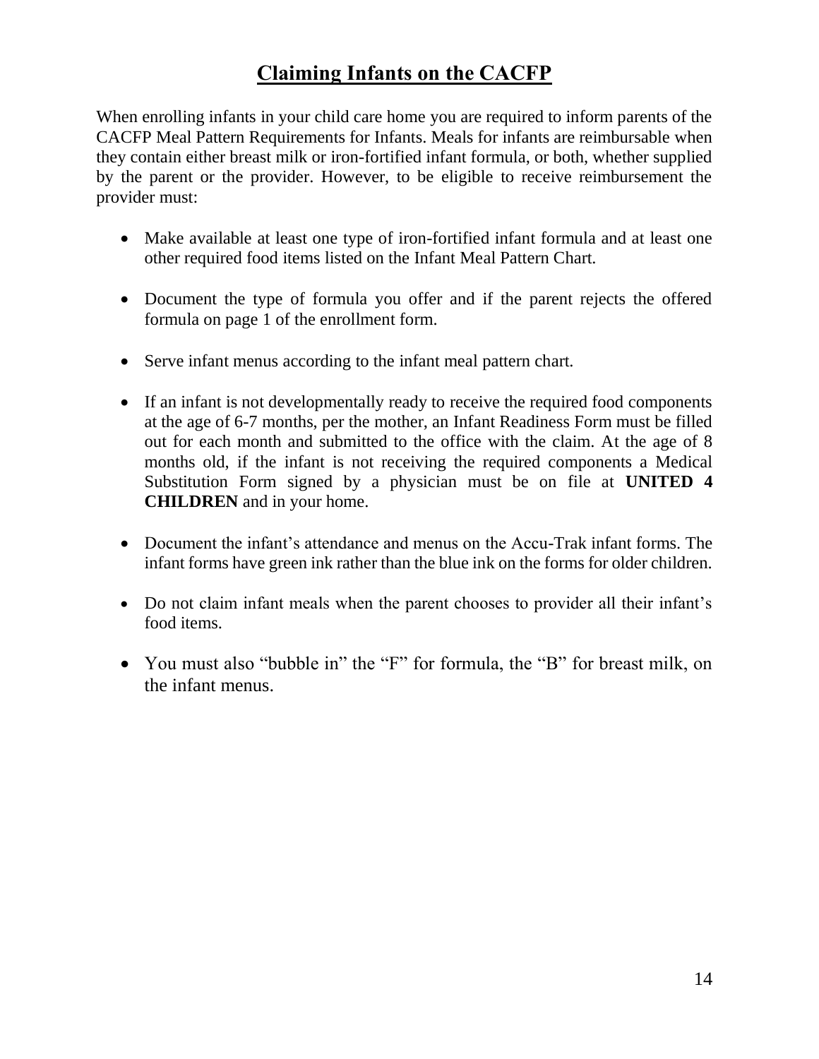# Claiming Infants on the CACFP

When enrolling infants in your child care home you are required to inform parents of the CACFP Meal Pattern Requirements for Infants. Meals for infants are reimbursable when they contain either breast milk or iron-fortified infant formula, or both, whether supplied by the parent or the provider. However, to be eligible to receive reimbursement the provider must:

- Make available at least one type of iron-fortified infant formula and at least one other required food items listed on the Infant Meal Pattern Chart.

- Document the type of formula you offer and if the parent rejects the offered formula on page 1 of the enrollment form.

- Serve infant menus according to the infant meal pattern chart.

- If an infant is not developmentally ready to receive the required food components at the age of 6-7 months, per the mother, an Infant Readiness Form must be filled out for each month and submitted to the office with the claim. At the age of 8 months old, if the infant is not receiving the required components a Medical Substitution Form signed by a physician must be on file at **UNITED 4 CHILDREN** and in your home.

- Document the infant's attendance and menus on the Accu-Trak infant forms. The infant forms have green ink rather than the blue ink on the forms for older children.

- Do not claim infant meals when the parent chooses to provider all their infant's food items.

- You must also "bubble in" the "F" for formula, the "B" for breast milk, on the infant menus.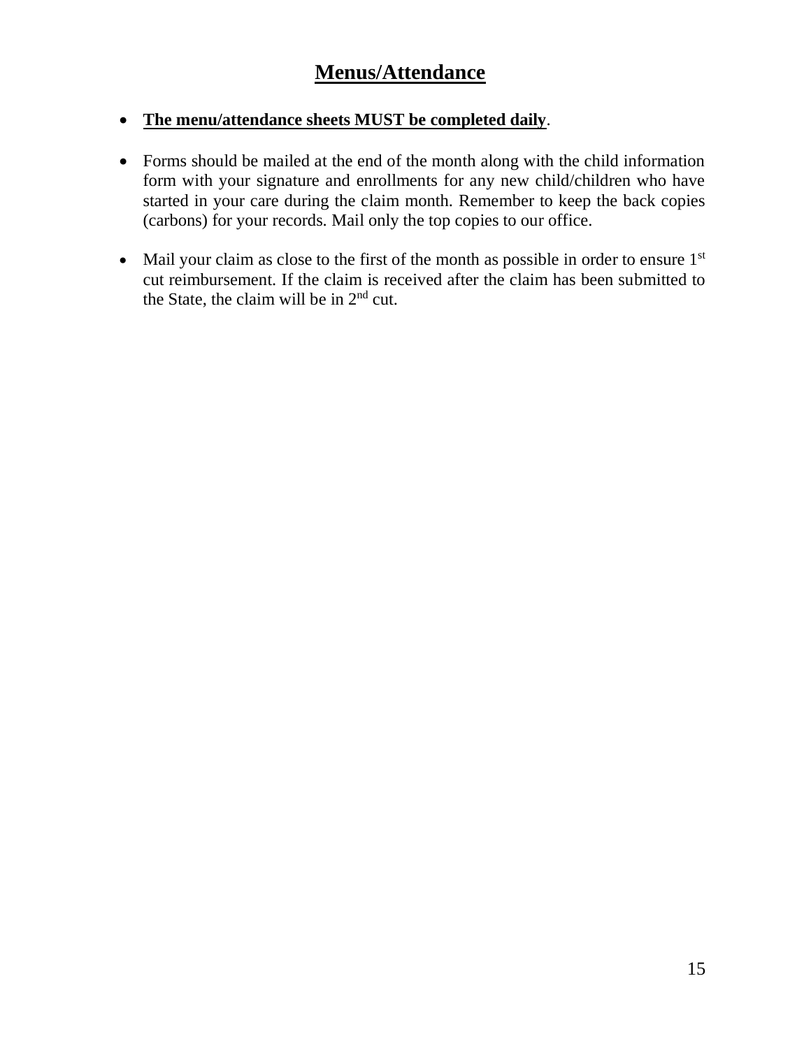# Menus/Attendance

- **The menu/attendance sheets MUST be completed daily**.

- Forms should be mailed at the end of the month along with the child information form with your signature and enrollments for any new child/children who have started in your care during the claim month. Remember to keep the back copies (carbons) for your records. Mail only the top copies to our office.

- Mail your claim as close to the first of the month as possible in order to ensure 1st cut reimbursement. If the claim is received after the claim has been submitted to the State, the claim will be in 2nd cut.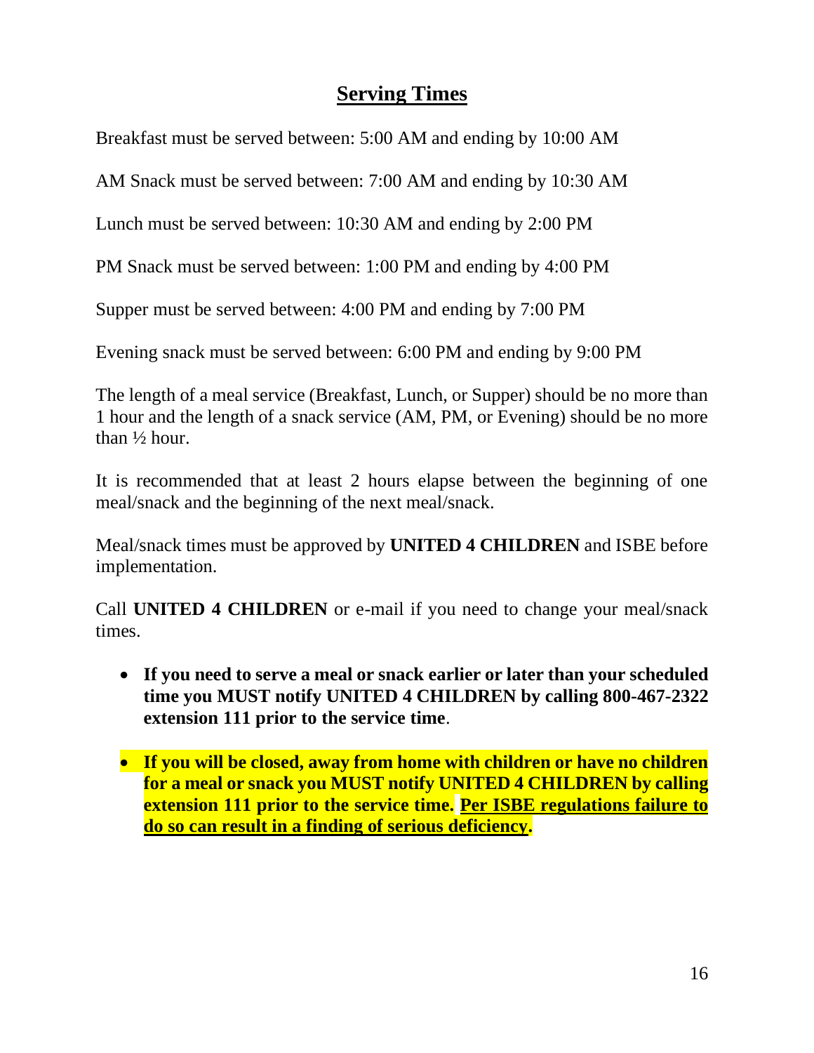## Serving Times

Breakfast must be served between: 5:00 AM and ending by 10:00 AM

AM Snack must be served between: 7:00 AM and ending by 10:30 AM

Lunch must be served between: 10:30 AM and ending by 2:00 PM

PM Snack must be served between: 1:00 PM and ending by 4:00 PM

Supper must be served between: 4:00 PM and ending by 7:00 PM

Evening snack must be served between: 6:00 PM and ending by 9:00 PM

The length of a meal service (Breakfast, Lunch, or Supper) should be no more than 1 hour and the length of a snack service (AM, PM, or Evening) should be no more than ½ hour.

It is recommended that at least 2 hours elapse between the beginning of one meal/snack and the beginning of the next meal/snack.

Meal/snack times must be approved by **UNITED 4 CHILDREN** and ISBE before implementation.

Call **UNITED 4 CHILDREN** or e-mail if you need to change your meal/snack times.

- **If you need to serve a meal or snack earlier or later than your scheduled time you MUST notify UNITED 4 CHILDREN by calling 800-467-2322 extension 111 prior to the service time**.
- **If you will be closed, away from home with children or have no children for a meal or snack you MUST notify UNITED 4 CHILDREN by calling extension 111 prior to the service time. <u>Per ISBE regulations failure to do so can result in a finding of serious deficiency</u>.**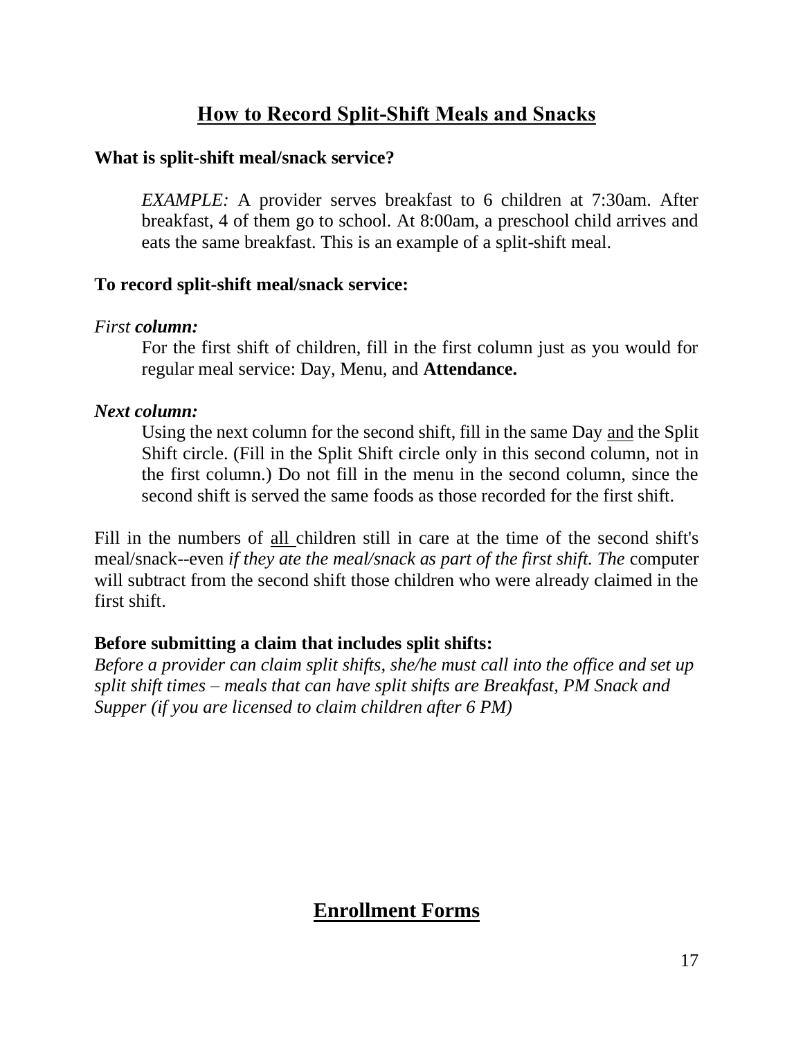## How to Record Split-Shift Meals and Snacks

**What is split-shift meal/snack service?**

*EXAMPLE:* A provider serves breakfast to 6 children at 7:30am. After breakfast, 4 of them go to school. At 8:00am, a preschool child arrives and eats the same breakfast. This is an example of a split-shift meal.

**To record split-shift meal/snack service:**

*First **column:***

For the first shift of children, fill in the first column just as you would for regular meal service: Day, Menu, and **Attendance.**

***Next column:***

Using the next column for the second shift, fill in the same Day <u>and</u> the Split Shift circle. (Fill in the Split Shift circle only in this second column, not in the first column.) Do not fill in the menu in the second column, since the second shift is served the same foods as those recorded for the first shift.

Fill in the numbers of <u>all</u> children still in care at the time of the second shift's meal/snack--even *if they ate the meal/snack as part of the first shift. The* computer will subtract from the second shift those children who were already claimed in the first shift.

**Before submitting a claim that includes split shifts:**

*Before a provider can claim split shifts, she/he must call into the office and set up split shift times – meals that can have split shifts are Breakfast, PM Snack and Supper (if you are licensed to claim children after 6 PM)*

## Enrollment Forms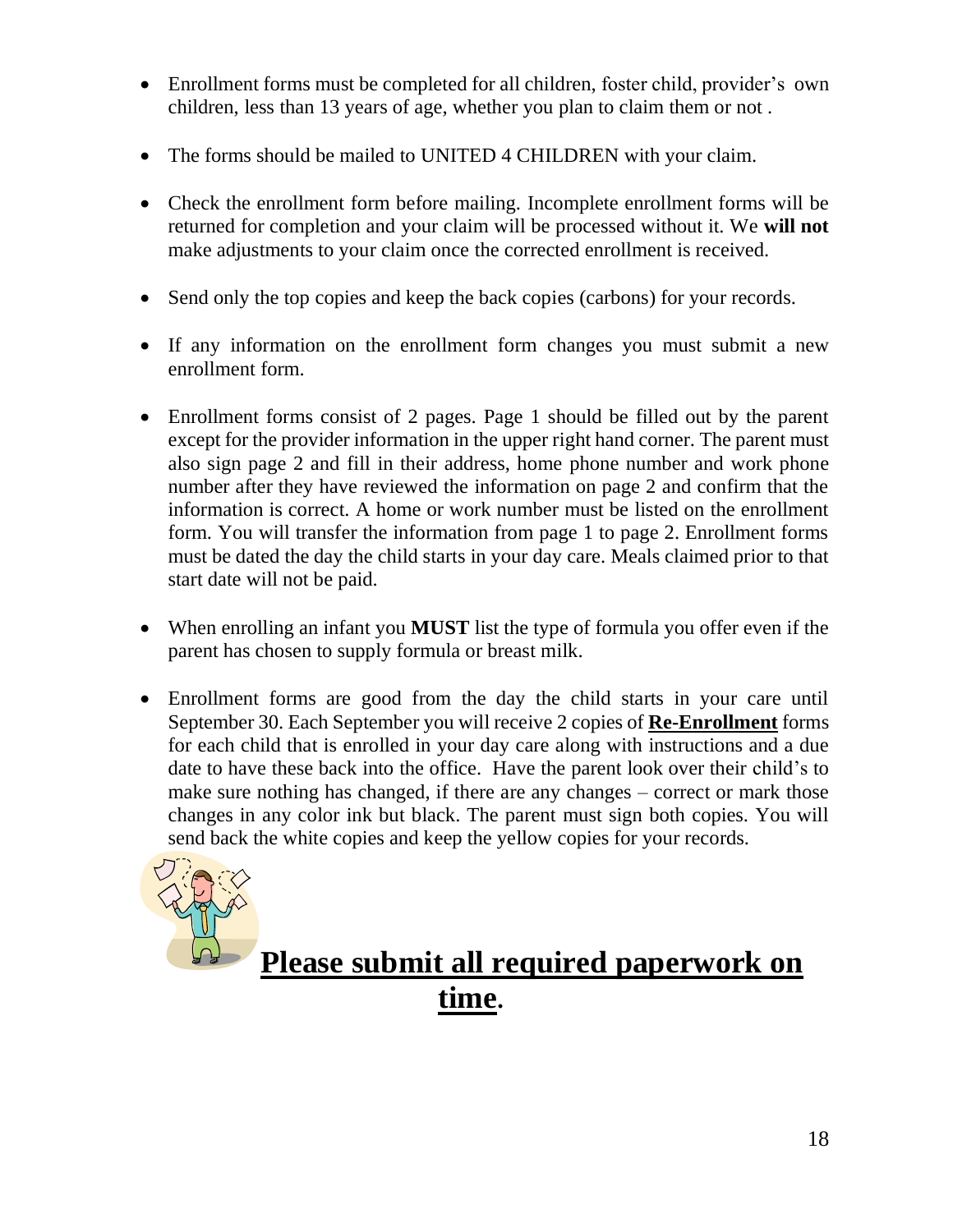- Enrollment forms must be completed for all children, foster child, provider's own children, less than 13 years of age, whether you plan to claim them or not .
- The forms should be mailed to UNITED 4 CHILDREN with your claim.
- Check the enrollment form before mailing. Incomplete enrollment forms will be returned for completion and your claim will be processed without it. We **will not** make adjustments to your claim once the corrected enrollment is received.
- Send only the top copies and keep the back copies (carbons) for your records.
- If any information on the enrollment form changes you must submit a new enrollment form.
- Enrollment forms consist of 2 pages. Page 1 should be filled out by the parent except for the provider information in the upper right hand corner. The parent must also sign page 2 and fill in their address, home phone number and work phone number after they have reviewed the information on page 2 and confirm that the information is correct. A home or work number must be listed on the enrollment form. You will transfer the information from page 1 to page 2. Enrollment forms must be dated the day the child starts in your day care. Meals claimed prior to that start date will not be paid.
- When enrolling an infant you **MUST** list the type of formula you offer even if the parent has chosen to supply formula or breast milk.
- Enrollment forms are good from the day the child starts in your care until September 30. Each September you will receive 2 copies of **<u>Re-Enrollment</u>** forms for each child that is enrolled in your day care along with instructions and a due date to have these back into the office. Have the parent look over their child's to make sure nothing has changed, if there are any changes – correct or mark those changes in any color ink but black. The parent must sign both copies. You will send back the white copies and keep the yellow copies for your records.

**<u>Please submit all required paperwork on time</u>.**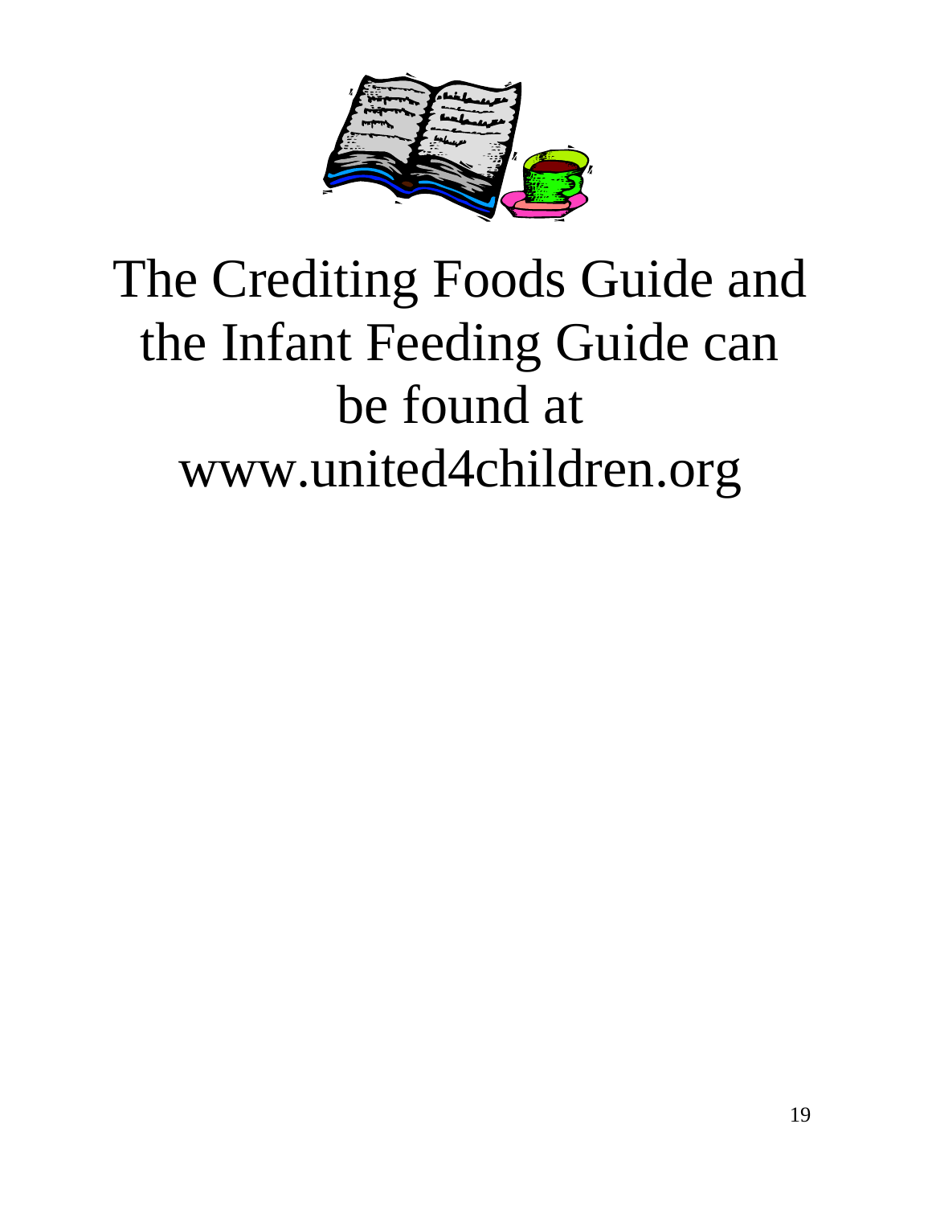The Crediting Foods Guide and the Infant Feeding Guide can be found at www.united4children.org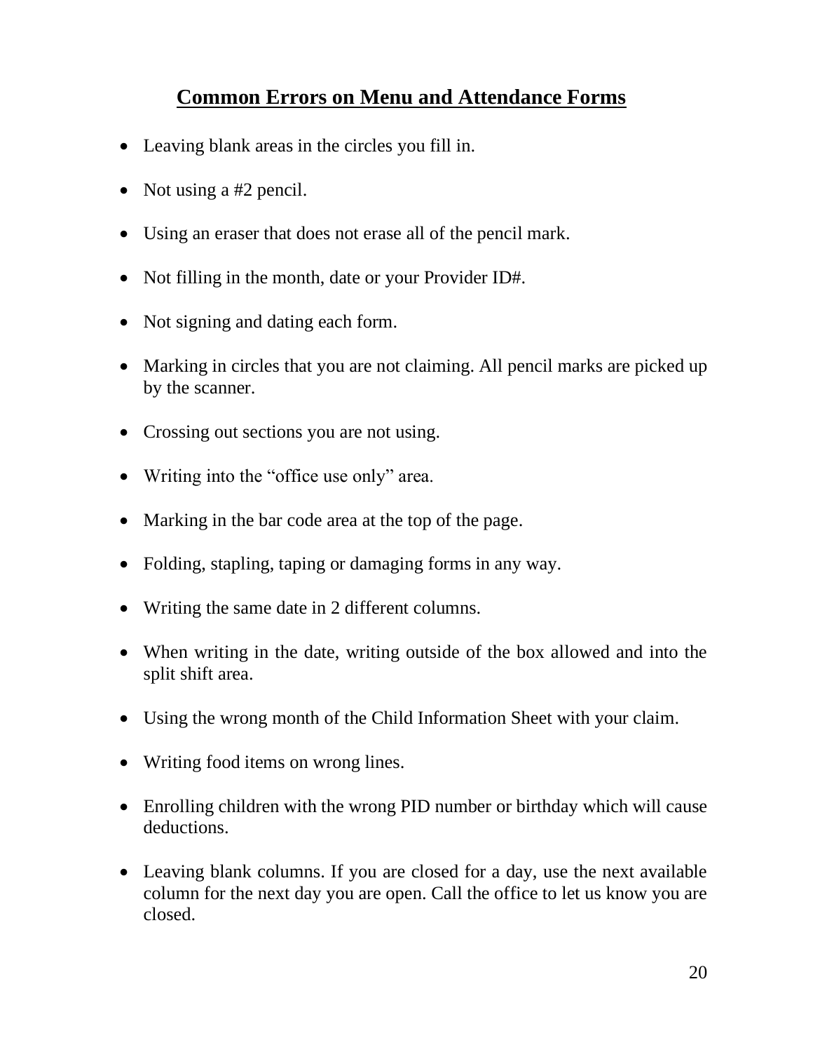## Common Errors on Menu and Attendance Forms

- Leaving blank areas in the circles you fill in.
- Not using a #2 pencil.
- Using an eraser that does not erase all of the pencil mark.
- Not filling in the month, date or your Provider ID#.
- Not signing and dating each form.
- Marking in circles that you are not claiming. All pencil marks are picked up by the scanner.
- Crossing out sections you are not using.
- Writing into the "office use only" area.
- Marking in the bar code area at the top of the page.
- Folding, stapling, taping or damaging forms in any way.
- Writing the same date in 2 different columns.
- When writing in the date, writing outside of the box allowed and into the split shift area.
- Using the wrong month of the Child Information Sheet with your claim.
- Writing food items on wrong lines.
- Enrolling children with the wrong PID number or birthday which will cause deductions.
- Leaving blank columns. If you are closed for a day, use the next available column for the next day you are open. Call the office to let us know you are closed.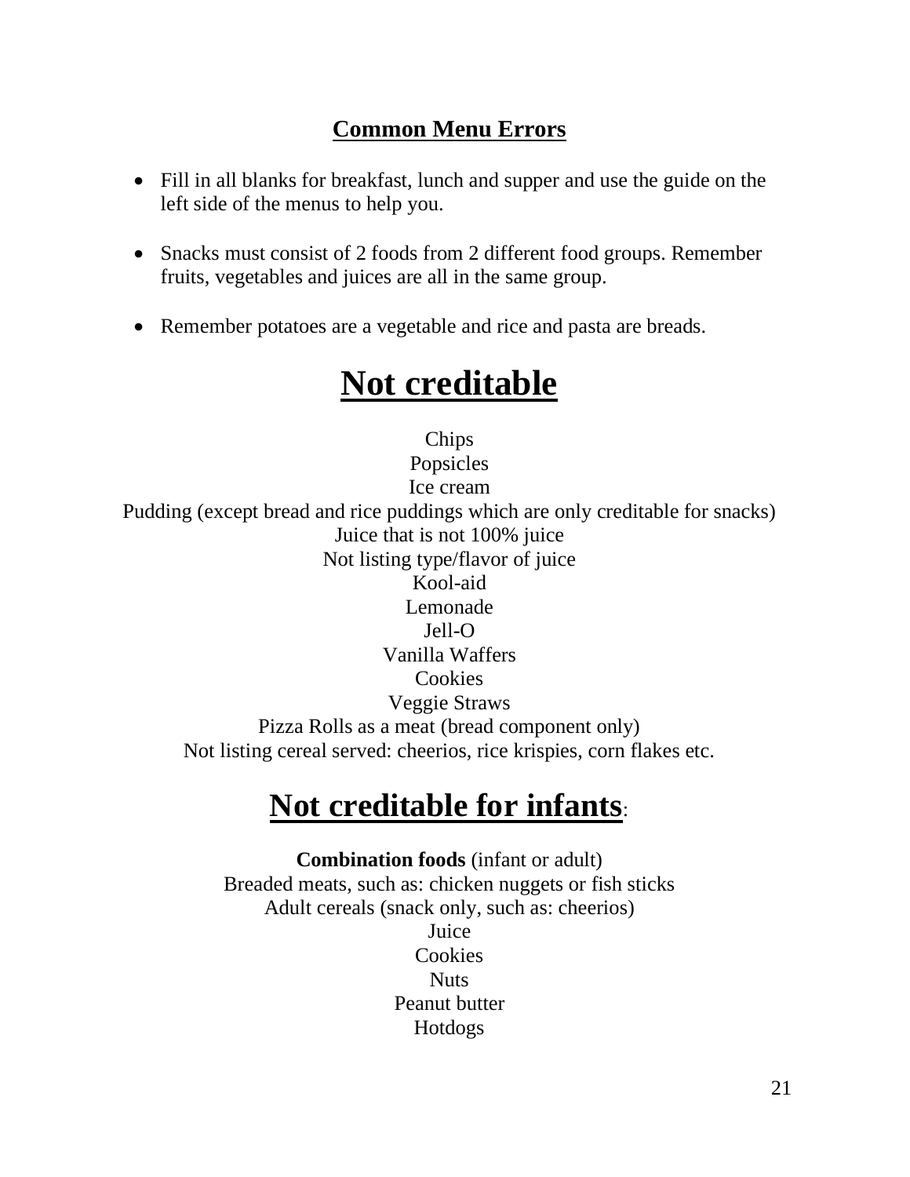## Common Menu Errors

- Fill in all blanks for breakfast, lunch and supper and use the guide on the left side of the menus to help you.
- Snacks must consist of 2 foods from 2 different food groups. Remember fruits, vegetables and juices are all in the same group.
- Remember potatoes are a vegetable and rice and pasta are breads.

# Not creditable

Chips
Popsicles
Ice cream
Pudding (except bread and rice puddings which are only creditable for snacks)
Juice that is not 100% juice
Not listing type/flavor of juice
Kool-aid
Lemonade
Jell-O
Vanilla Waffers
Cookies
Veggie Straws
Pizza Rolls as a meat (bread component only)
Not listing cereal served: cheerios, rice krispies, corn flakes etc.

# Not creditable for infants:

**Combination foods** (infant or adult)
Breaded meats, such as: chicken nuggets or fish sticks
Adult cereals (snack only, such as: cheerios)
Juice
Cookies
Nuts
Peanut butter
Hotdogs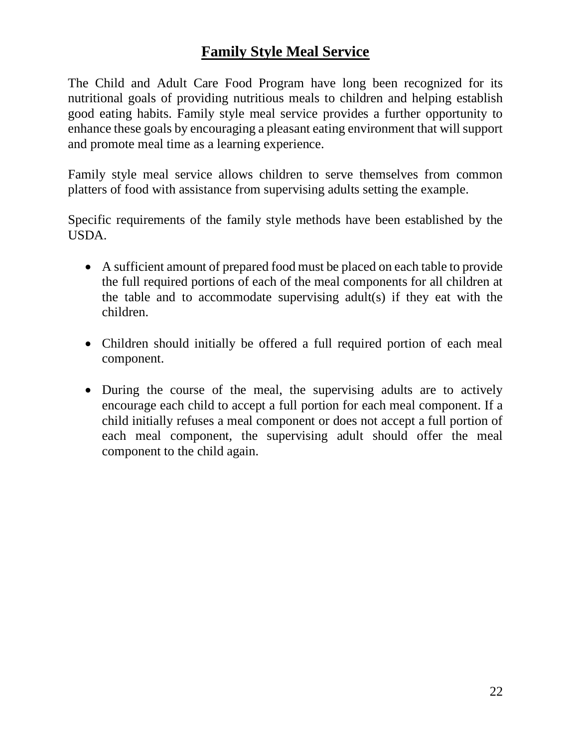## Family Style Meal Service

The Child and Adult Care Food Program have long been recognized for its nutritional goals of providing nutritious meals to children and helping establish good eating habits. Family style meal service provides a further opportunity to enhance these goals by encouraging a pleasant eating environment that will support and promote meal time as a learning experience.

Family style meal service allows children to serve themselves from common platters of food with assistance from supervising adults setting the example.

Specific requirements of the family style methods have been established by the USDA.

- A sufficient amount of prepared food must be placed on each table to provide the full required portions of each of the meal components for all children at the table and to accommodate supervising adult(s) if they eat with the children.

- Children should initially be offered a full required portion of each meal component.

- During the course of the meal, the supervising adults are to actively encourage each child to accept a full portion for each meal component. If a child initially refuses a meal component or does not accept a full portion of each meal component, the supervising adult should offer the meal component to the child again.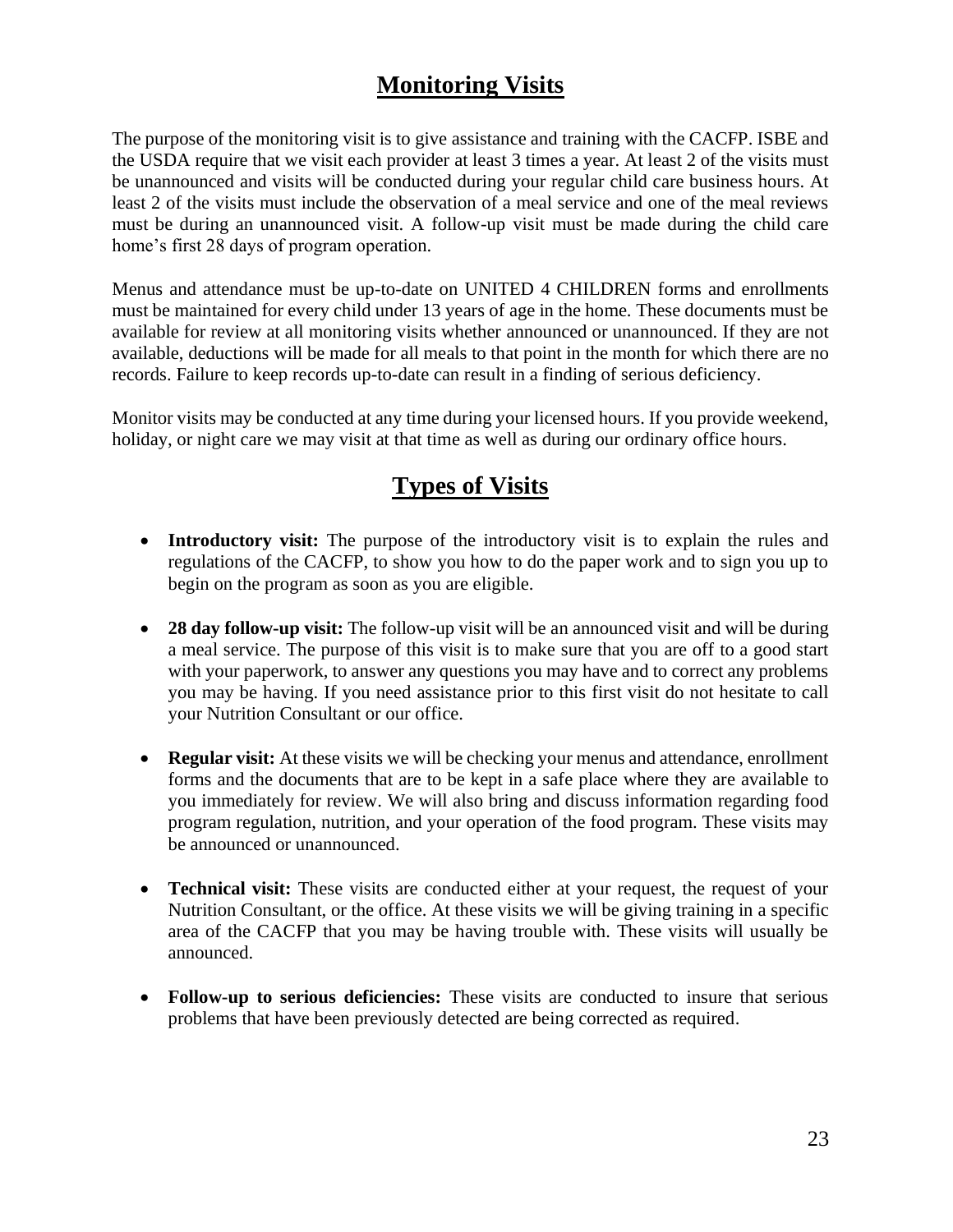# Monitoring Visits

The purpose of the monitoring visit is to give assistance and training with the CACFP. ISBE and the USDA require that we visit each provider at least 3 times a year. At least 2 of the visits must be unannounced and visits will be conducted during your regular child care business hours. At least 2 of the visits must include the observation of a meal service and one of the meal reviews must be during an unannounced visit. A follow-up visit must be made during the child care home's first 28 days of program operation.

Menus and attendance must be up-to-date on UNITED 4 CHILDREN forms and enrollments must be maintained for every child under 13 years of age in the home. These documents must be available for review at all monitoring visits whether announced or unannounced. If they are not available, deductions will be made for all meals to that point in the month for which there are no records. Failure to keep records up-to-date can result in a finding of serious deficiency.

Monitor visits may be conducted at any time during your licensed hours. If you provide weekend, holiday, or night care we may visit at that time as well as during our ordinary office hours.

# Types of Visits

- **Introductory visit:** The purpose of the introductory visit is to explain the rules and regulations of the CACFP, to show you how to do the paper work and to sign you up to begin on the program as soon as you are eligible.

- **28 day follow-up visit:** The follow-up visit will be an announced visit and will be during a meal service. The purpose of this visit is to make sure that you are off to a good start with your paperwork, to answer any questions you may have and to correct any problems you may be having. If you need assistance prior to this first visit do not hesitate to call your Nutrition Consultant or our office.

- **Regular visit:** At these visits we will be checking your menus and attendance, enrollment forms and the documents that are to be kept in a safe place where they are available to you immediately for review. We will also bring and discuss information regarding food program regulation, nutrition, and your operation of the food program. These visits may be announced or unannounced.

- **Technical visit:** These visits are conducted either at your request, the request of your Nutrition Consultant, or the office. At these visits we will be giving training in a specific area of the CACFP that you may be having trouble with. These visits will usually be announced.

- **Follow-up to serious deficiencies:** These visits are conducted to insure that serious problems that have been previously detected are being corrected as required.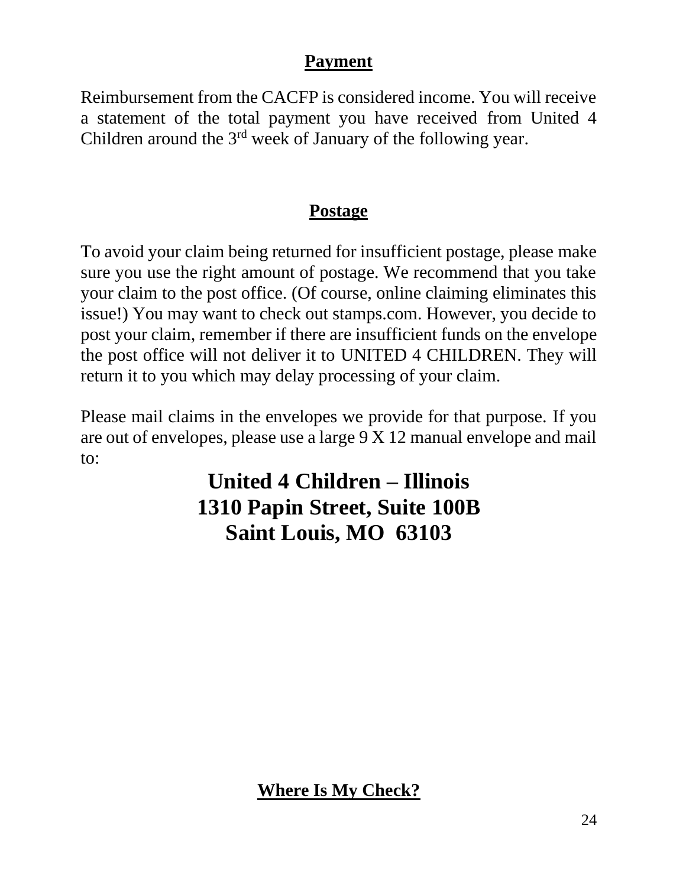## Payment

Reimbursement from the CACFP is considered income. You will receive a statement of the total payment you have received from United 4 Children around the 3rd week of January of the following year.

## Postage

To avoid your claim being returned for insufficient postage, please make sure you use the right amount of postage. We recommend that you take your claim to the post office. (Of course, online claiming eliminates this issue!) You may want to check out stamps.com. However, you decide to post your claim, remember if there are insufficient funds on the envelope the post office will not deliver it to UNITED 4 CHILDREN. They will return it to you which may delay processing of your claim.

Please mail claims in the envelopes we provide for that purpose. If you are out of envelopes, please use a large 9 X 12 manual envelope and mail to:

**United 4 Children – Illinois**
**1310 Papin Street, Suite 100B**
**Saint Louis, MO 63103**

## Where Is My Check?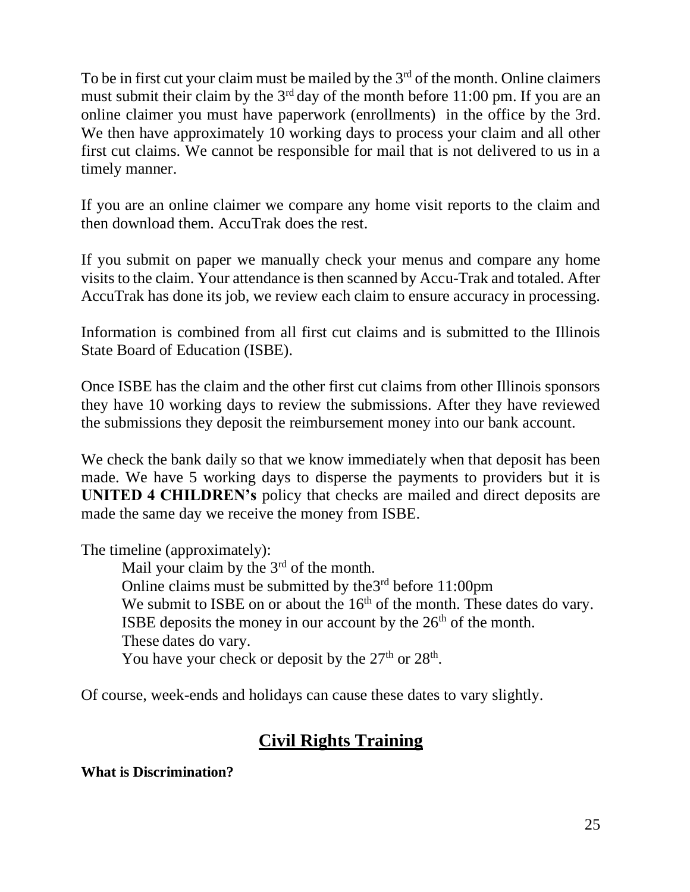To be in first cut your claim must be mailed by the 3rd of the month. Online claimers must submit their claim by the 3rd day of the month before 11:00 pm. If you are an online claimer you must have paperwork (enrollments) in the office by the 3rd. We then have approximately 10 working days to process your claim and all other first cut claims. We cannot be responsible for mail that is not delivered to us in a timely manner.

If you are an online claimer we compare any home visit reports to the claim and then download them. AccuTrak does the rest.

If you submit on paper we manually check your menus and compare any home visits to the claim. Your attendance is then scanned by Accu-Trak and totaled. After AccuTrak has done its job, we review each claim to ensure accuracy in processing.

Information is combined from all first cut claims and is submitted to the Illinois State Board of Education (ISBE).

Once ISBE has the claim and the other first cut claims from other Illinois sponsors they have 10 working days to review the submissions. After they have reviewed the submissions they deposit the reimbursement money into our bank account.

We check the bank daily so that we know immediately when that deposit has been made. We have 5 working days to disperse the payments to providers but it is **UNITED 4 CHILDREN's** policy that checks are mailed and direct deposits are made the same day we receive the money from ISBE.

The timeline (approximately):

> Mail your claim by the 3rd of the month.
> Online claims must be submitted by the3rd before 11:00pm
> We submit to ISBE on or about the 16th of the month. These dates do vary.
> ISBE deposits the money in our account by the 26th of the month.
> These dates do vary.
> You have your check or deposit by the 27th or 28th.

Of course, week-ends and holidays can cause these dates to vary slightly.

## Civil Rights Training

**What is Discrimination?**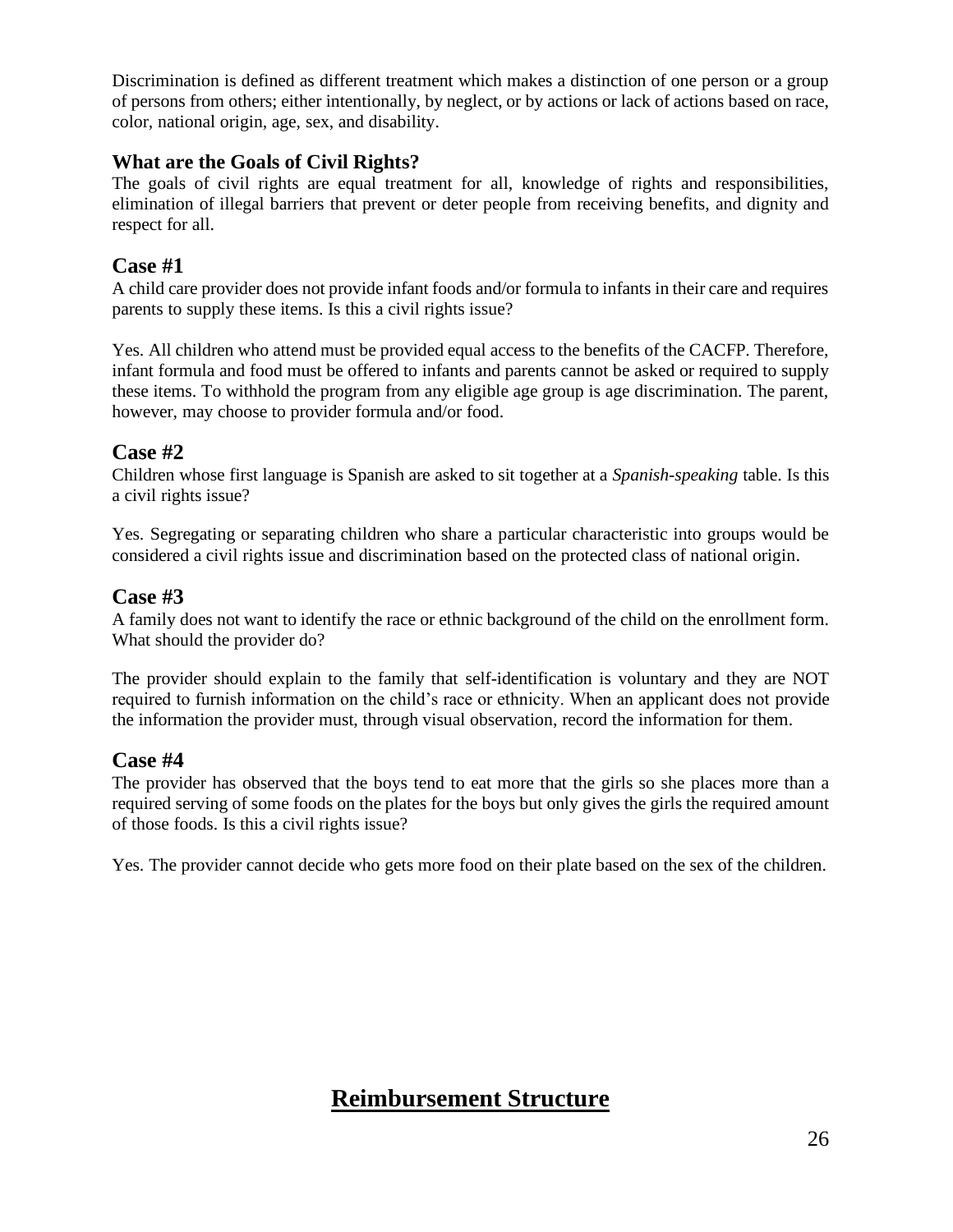Discrimination is defined as different treatment which makes a distinction of one person or a group of persons from others; either intentionally, by neglect, or by actions or lack of actions based on race, color, national origin, age, sex, and disability.

### What are the Goals of Civil Rights?

The goals of civil rights are equal treatment for all, knowledge of rights and responsibilities, elimination of illegal barriers that prevent or deter people from receiving benefits, and dignity and respect for all.

## Case #1

A child care provider does not provide infant foods and/or formula to infants in their care and requires parents to supply these items. Is this a civil rights issue?

Yes. All children who attend must be provided equal access to the benefits of the CACFP. Therefore, infant formula and food must be offered to infants and parents cannot be asked or required to supply these items. To withhold the program from any eligible age group is age discrimination. The parent, however, may choose to provider formula and/or food.

## Case #2

Children whose first language is Spanish are asked to sit together at a *Spanish-speaking* table. Is this a civil rights issue?

Yes. Segregating or separating children who share a particular characteristic into groups would be considered a civil rights issue and discrimination based on the protected class of national origin.

## Case #3

A family does not want to identify the race or ethnic background of the child on the enrollment form. What should the provider do?

The provider should explain to the family that self-identification is voluntary and they are NOT required to furnish information on the child's race or ethnicity. When an applicant does not provide the information the provider must, through visual observation, record the information for them.

## Case #4

The provider has observed that the boys tend to eat more that the girls so she places more than a required serving of some foods on the plates for the boys but only gives the girls the required amount of those foods. Is this a civil rights issue?

Yes. The provider cannot decide who gets more food on their plate based on the sex of the children.

# Reimbursement Structure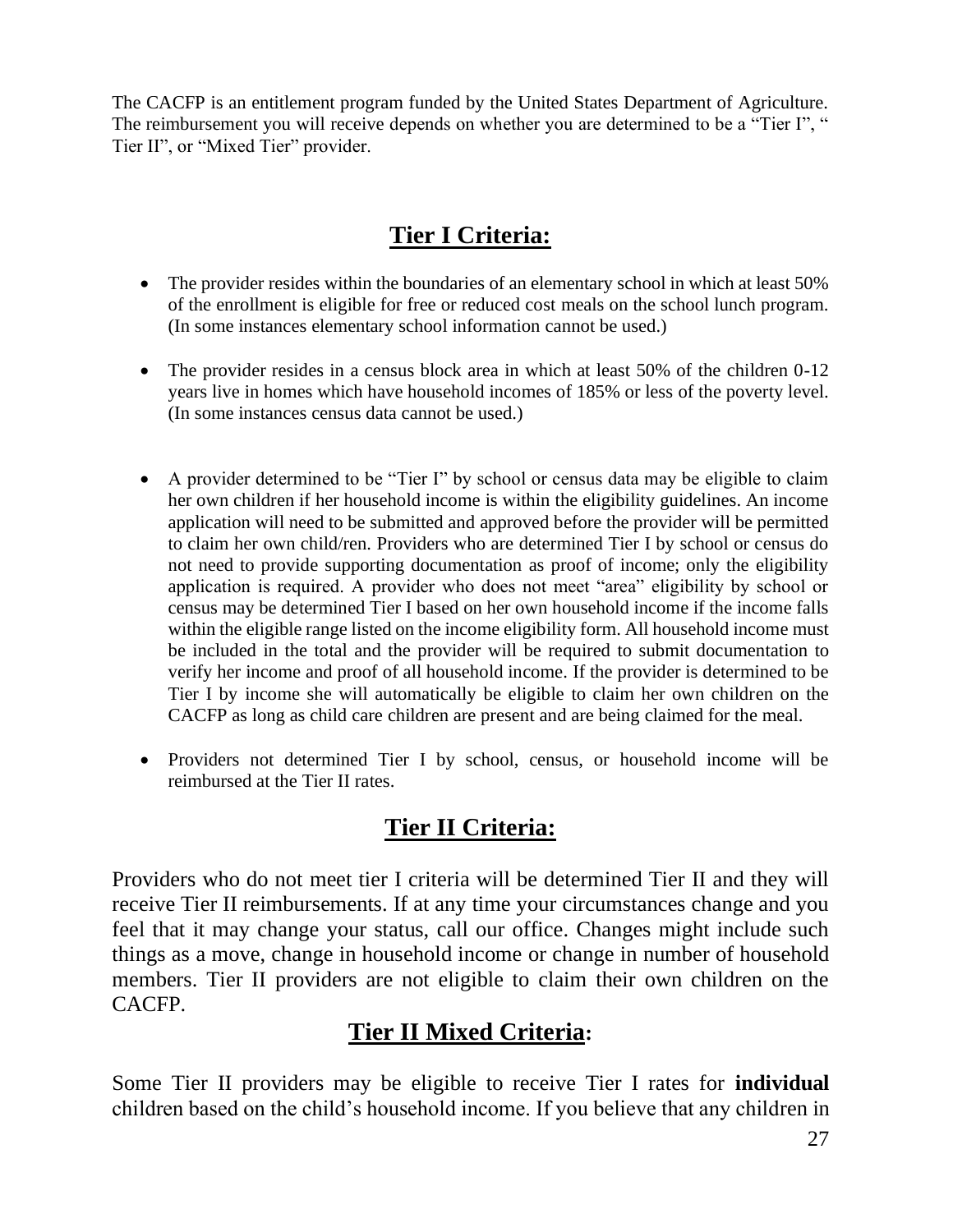The CACFP is an entitlement program funded by the United States Department of Agriculture. The reimbursement you will receive depends on whether you are determined to be a "Tier I", " Tier II", or "Mixed Tier" provider.

## **Tier I Criteria:**

- The provider resides within the boundaries of an elementary school in which at least 50% of the enrollment is eligible for free or reduced cost meals on the school lunch program. (In some instances elementary school information cannot be used.)
- The provider resides in a census block area in which at least 50% of the children 0-12 years live in homes which have household incomes of 185% or less of the poverty level. (In some instances census data cannot be used.)
- A provider determined to be "Tier I" by school or census data may be eligible to claim her own children if her household income is within the eligibility guidelines. An income application will need to be submitted and approved before the provider will be permitted to claim her own child/ren. Providers who are determined Tier I by school or census do not need to provide supporting documentation as proof of income; only the eligibility application is required. A provider who does not meet "area" eligibility by school or census may be determined Tier I based on her own household income if the income falls within the eligible range listed on the income eligibility form. All household income must be included in the total and the provider will be required to submit documentation to verify her income and proof of all household income. If the provider is determined to be Tier I by income she will automatically be eligible to claim her own children on the CACFP as long as child care children are present and are being claimed for the meal.
- Providers not determined Tier I by school, census, or household income will be reimbursed at the Tier II rates.

## **Tier II Criteria:**

Providers who do not meet tier I criteria will be determined Tier II and they will receive Tier II reimbursements. If at any time your circumstances change and you feel that it may change your status, call our office. Changes might include such things as a move, change in household income or change in number of household members. Tier II providers are not eligible to claim their own children on the CACFP.

## **Tier II Mixed Criteria:**

Some Tier II providers may be eligible to receive Tier I rates for **individual** children based on the child's household income. If you believe that any children in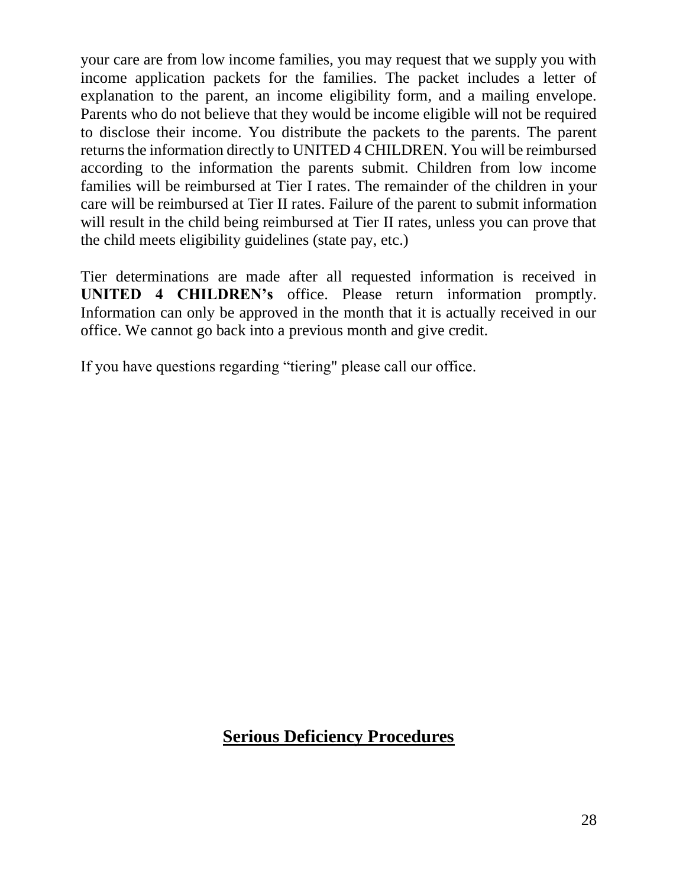your care are from low income families, you may request that we supply you with income application packets for the families. The packet includes a letter of explanation to the parent, an income eligibility form, and a mailing envelope. Parents who do not believe that they would be income eligible will not be required to disclose their income. You distribute the packets to the parents. The parent returns the information directly to UNITED 4 CHILDREN. You will be reimbursed according to the information the parents submit. Children from low income families will be reimbursed at Tier I rates. The remainder of the children in your care will be reimbursed at Tier II rates. Failure of the parent to submit information will result in the child being reimbursed at Tier II rates, unless you can prove that the child meets eligibility guidelines (state pay, etc.)

Tier determinations are made after all requested information is received in **UNITED 4 CHILDREN's** office. Please return information promptly. Information can only be approved in the month that it is actually received in our office. We cannot go back into a previous month and give credit.

If you have questions regarding "tiering" please call our office.

## Serious Deficiency Procedures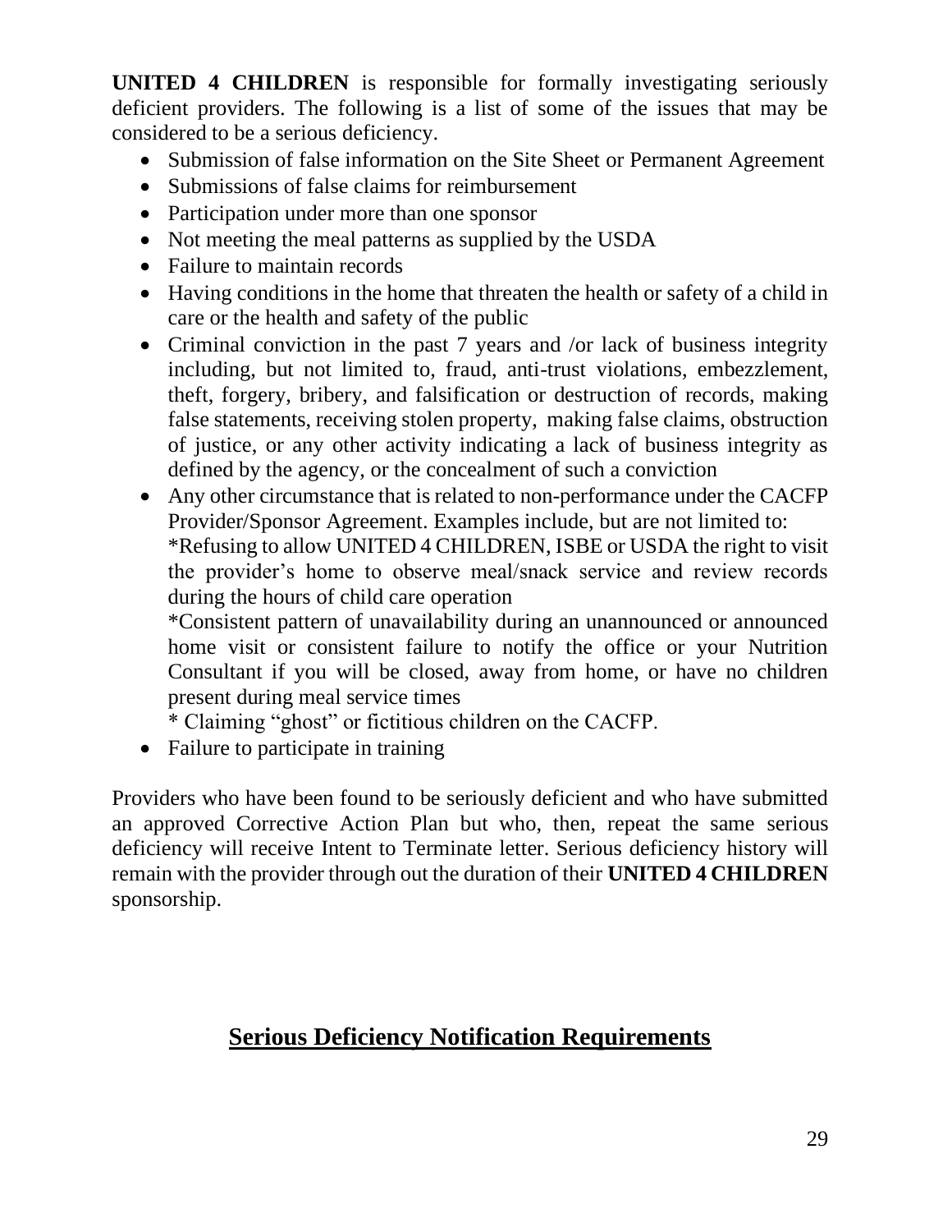**UNITED 4 CHILDREN** is responsible for formally investigating seriously deficient providers. The following is a list of some of the issues that may be considered to be a serious deficiency.

- Submission of false information on the Site Sheet or Permanent Agreement
- Submissions of false claims for reimbursement
- Participation under more than one sponsor
- Not meeting the meal patterns as supplied by the USDA
- Failure to maintain records
- Having conditions in the home that threaten the health or safety of a child in care or the health and safety of the public
- Criminal conviction in the past 7 years and /or lack of business integrity including, but not limited to, fraud, anti-trust violations, embezzlement, theft, forgery, bribery, and falsification or destruction of records, making false statements, receiving stolen property, making false claims, obstruction of justice, or any other activity indicating a lack of business integrity as defined by the agency, or the concealment of such a conviction
- Any other circumstance that is related to non-performance under the CACFP Provider/Sponsor Agreement. Examples include, but are not limited to:
  *Refusing to allow UNITED 4 CHILDREN, ISBE or USDA the right to visit the provider's home to observe meal/snack service and review records during the hours of child care operation
  *Consistent pattern of unavailability during an unannounced or announced home visit or consistent failure to notify the office or your Nutrition Consultant if you will be closed, away from home, or have no children present during meal service times
  * Claiming "ghost" or fictitious children on the CACFP.
- Failure to participate in training

Providers who have been found to be seriously deficient and who have submitted an approved Corrective Action Plan but who, then, repeat the same serious deficiency will receive Intent to Terminate letter. Serious deficiency history will remain with the provider through out the duration of their **UNITED 4 CHILDREN** sponsorship.

## Serious Deficiency Notification Requirements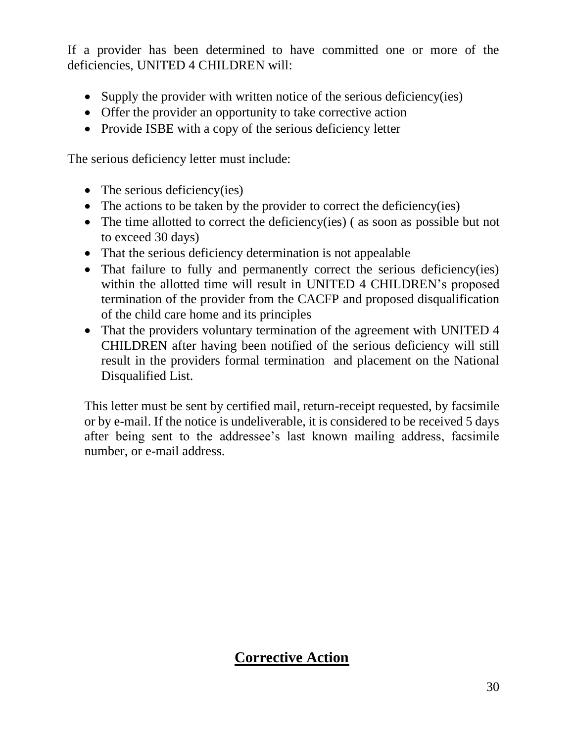If a provider has been determined to have committed one or more of the deficiencies, UNITED 4 CHILDREN will:

- Supply the provider with written notice of the serious deficiency(ies)
- Offer the provider an opportunity to take corrective action
- Provide ISBE with a copy of the serious deficiency letter

The serious deficiency letter must include:

- The serious deficiency(ies)
- The actions to be taken by the provider to correct the deficiency(ies)
- The time allotted to correct the deficiency(ies) ( as soon as possible but not to exceed 30 days)
- That the serious deficiency determination is not appealable
- That failure to fully and permanently correct the serious deficiency(ies) within the allotted time will result in UNITED 4 CHILDREN's proposed termination of the provider from the CACFP and proposed disqualification of the child care home and its principles
- That the providers voluntary termination of the agreement with UNITED 4 CHILDREN after having been notified of the serious deficiency will still result in the providers formal termination and placement on the National Disqualified List.

This letter must be sent by certified mail, return-receipt requested, by facsimile or by e-mail. If the notice is undeliverable, it is considered to be received 5 days after being sent to the addressee's last known mailing address, facsimile number, or e-mail address.

## **Corrective Action**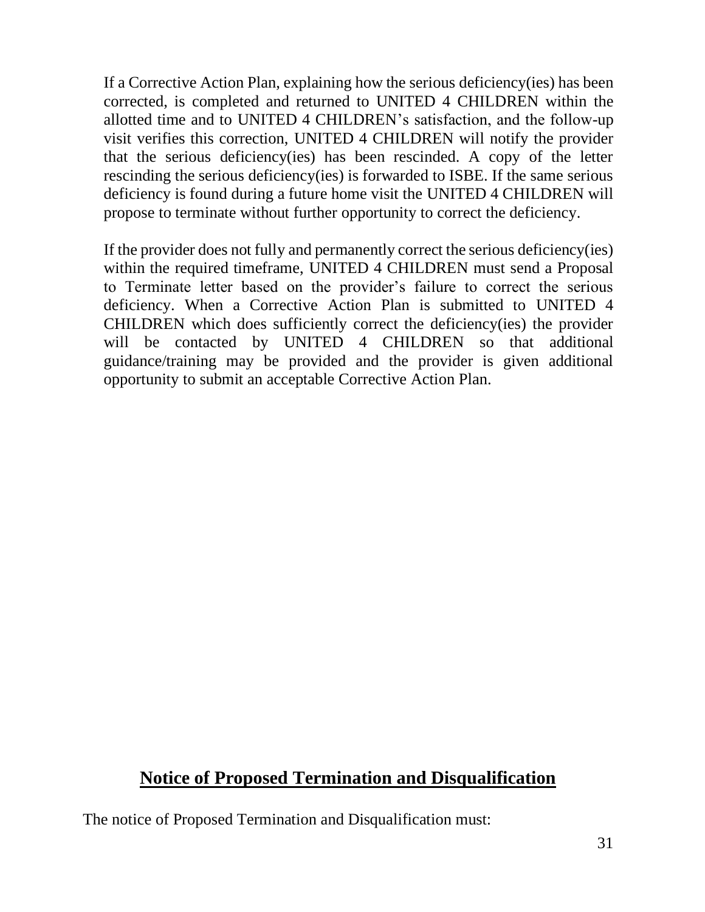If a Corrective Action Plan, explaining how the serious deficiency(ies) has been corrected, is completed and returned to UNITED 4 CHILDREN within the allotted time and to UNITED 4 CHILDREN's satisfaction, and the follow-up visit verifies this correction, UNITED 4 CHILDREN will notify the provider that the serious deficiency(ies) has been rescinded. A copy of the letter rescinding the serious deficiency(ies) is forwarded to ISBE. If the same serious deficiency is found during a future home visit the UNITED 4 CHILDREN will propose to terminate without further opportunity to correct the deficiency.

If the provider does not fully and permanently correct the serious deficiency(ies) within the required timeframe, UNITED 4 CHILDREN must send a Proposal to Terminate letter based on the provider's failure to correct the serious deficiency. When a Corrective Action Plan is submitted to UNITED 4 CHILDREN which does sufficiently correct the deficiency(ies) the provider will be contacted by UNITED 4 CHILDREN so that additional guidance/training may be provided and the provider is given additional opportunity to submit an acceptable Corrective Action Plan.

## Notice of Proposed Termination and Disqualification

The notice of Proposed Termination and Disqualification must: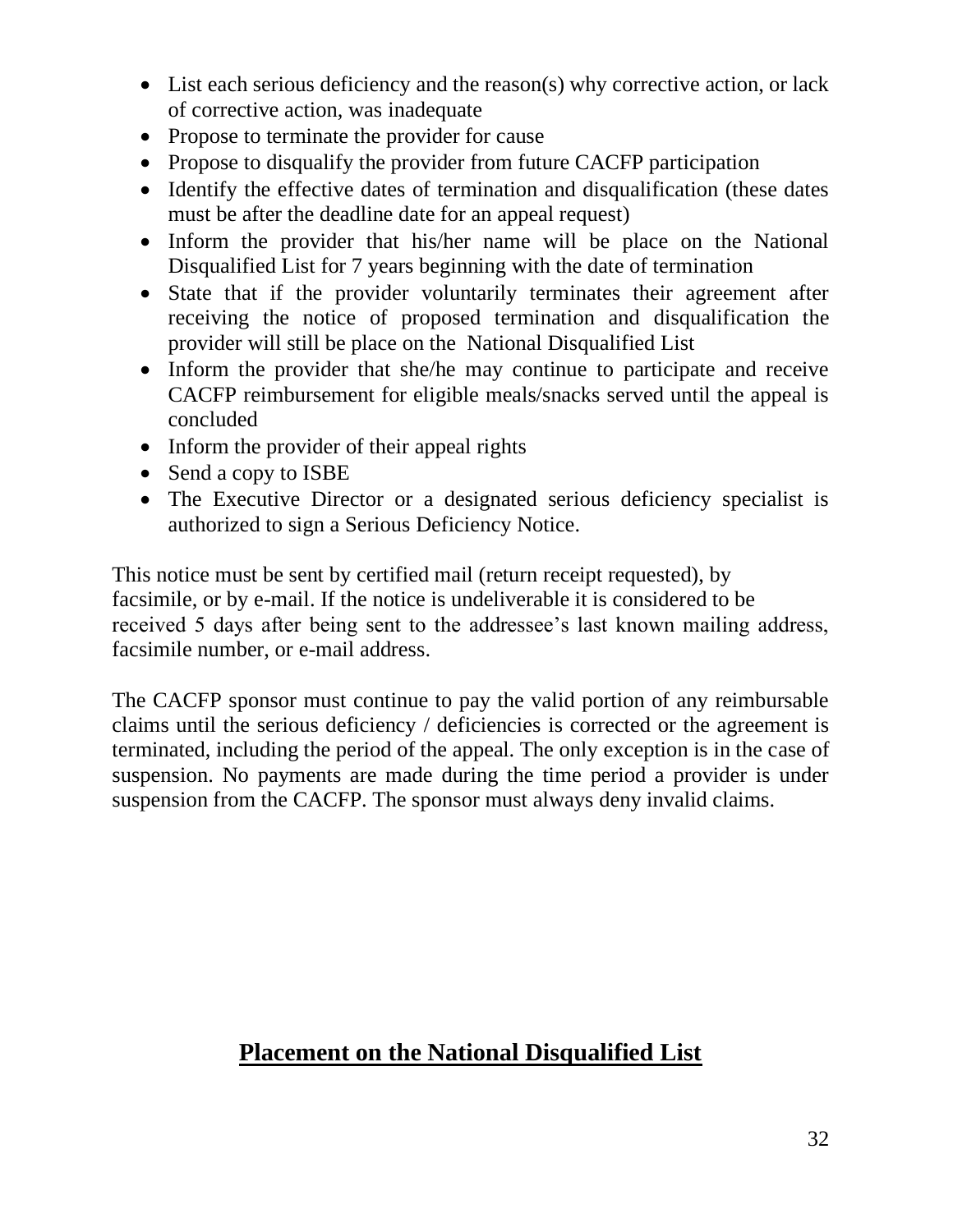- List each serious deficiency and the reason(s) why corrective action, or lack of corrective action, was inadequate
- Propose to terminate the provider for cause
- Propose to disqualify the provider from future CACFP participation
- Identify the effective dates of termination and disqualification (these dates must be after the deadline date for an appeal request)
- Inform the provider that his/her name will be place on the National Disqualified List for 7 years beginning with the date of termination
- State that if the provider voluntarily terminates their agreement after receiving the notice of proposed termination and disqualification the provider will still be place on the National Disqualified List
- Inform the provider that she/he may continue to participate and receive CACFP reimbursement for eligible meals/snacks served until the appeal is concluded
- Inform the provider of their appeal rights
- Send a copy to ISBE
- The Executive Director or a designated serious deficiency specialist is authorized to sign a Serious Deficiency Notice.

This notice must be sent by certified mail (return receipt requested), by facsimile, or by e-mail. If the notice is undeliverable it is considered to be received 5 days after being sent to the addressee's last known mailing address, facsimile number, or e-mail address.

The CACFP sponsor must continue to pay the valid portion of any reimbursable claims until the serious deficiency / deficiencies is corrected or the agreement is terminated, including the period of the appeal. The only exception is in the case of suspension. No payments are made during the time period a provider is under suspension from the CACFP. The sponsor must always deny invalid claims.

## Placement on the National Disqualified List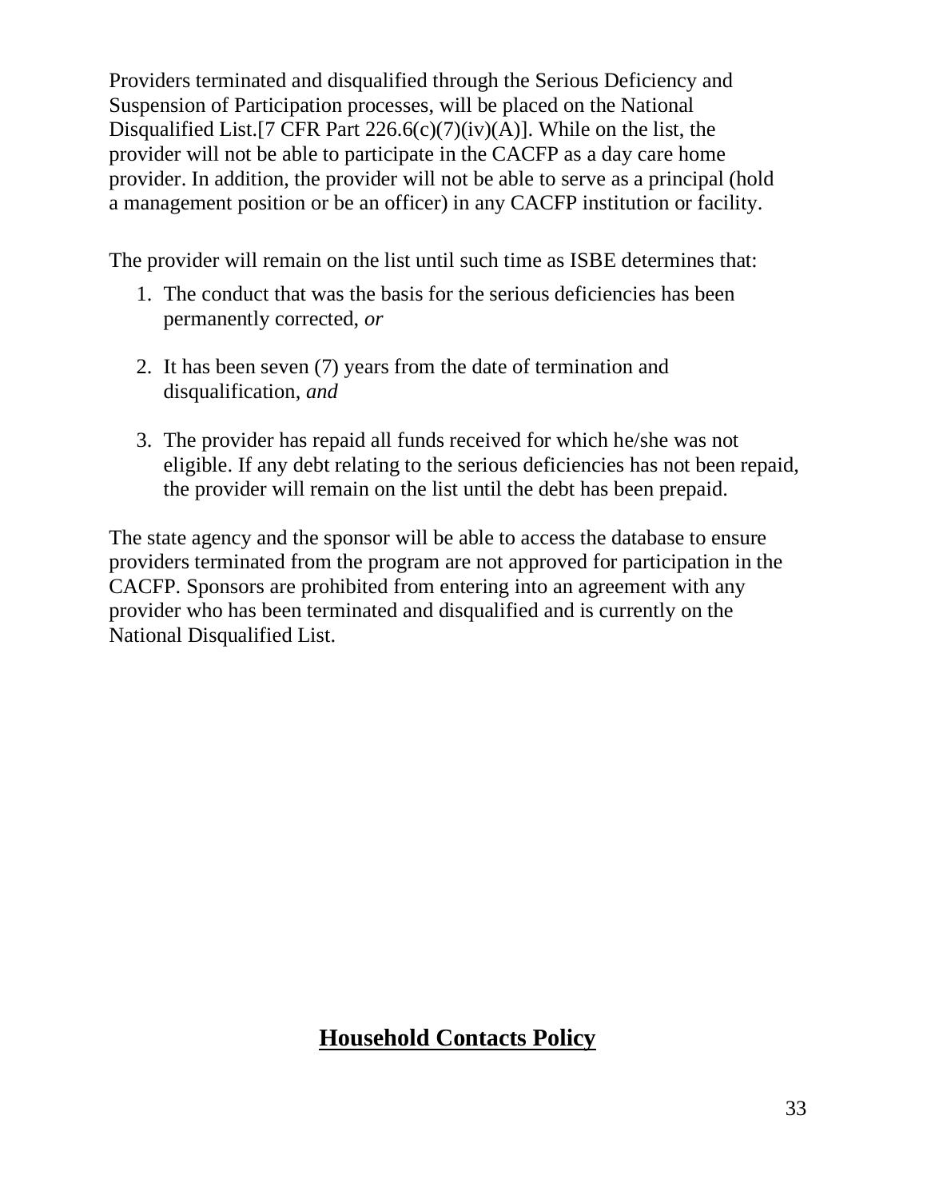Providers terminated and disqualified through the Serious Deficiency and Suspension of Participation processes, will be placed on the National Disqualified List.[7 CFR Part 226.6(c)(7)(iv)(A)]. While on the list, the provider will not be able to participate in the CACFP as a day care home provider. In addition, the provider will not be able to serve as a principal (hold a management position or be an officer) in any CACFP institution or facility.

The provider will remain on the list until such time as ISBE determines that:

1. The conduct that was the basis for the serious deficiencies has been permanently corrected, *or*

2. It has been seven (7) years from the date of termination and disqualification, *and*

3. The provider has repaid all funds received for which he/she was not eligible. If any debt relating to the serious deficiencies has not been repaid, the provider will remain on the list until the debt has been prepaid.

The state agency and the sponsor will be able to access the database to ensure providers terminated from the program are not approved for participation in the CACFP. Sponsors are prohibited from entering into an agreement with any provider who has been terminated and disqualified and is currently on the National Disqualified List.

## **Household Contacts Policy**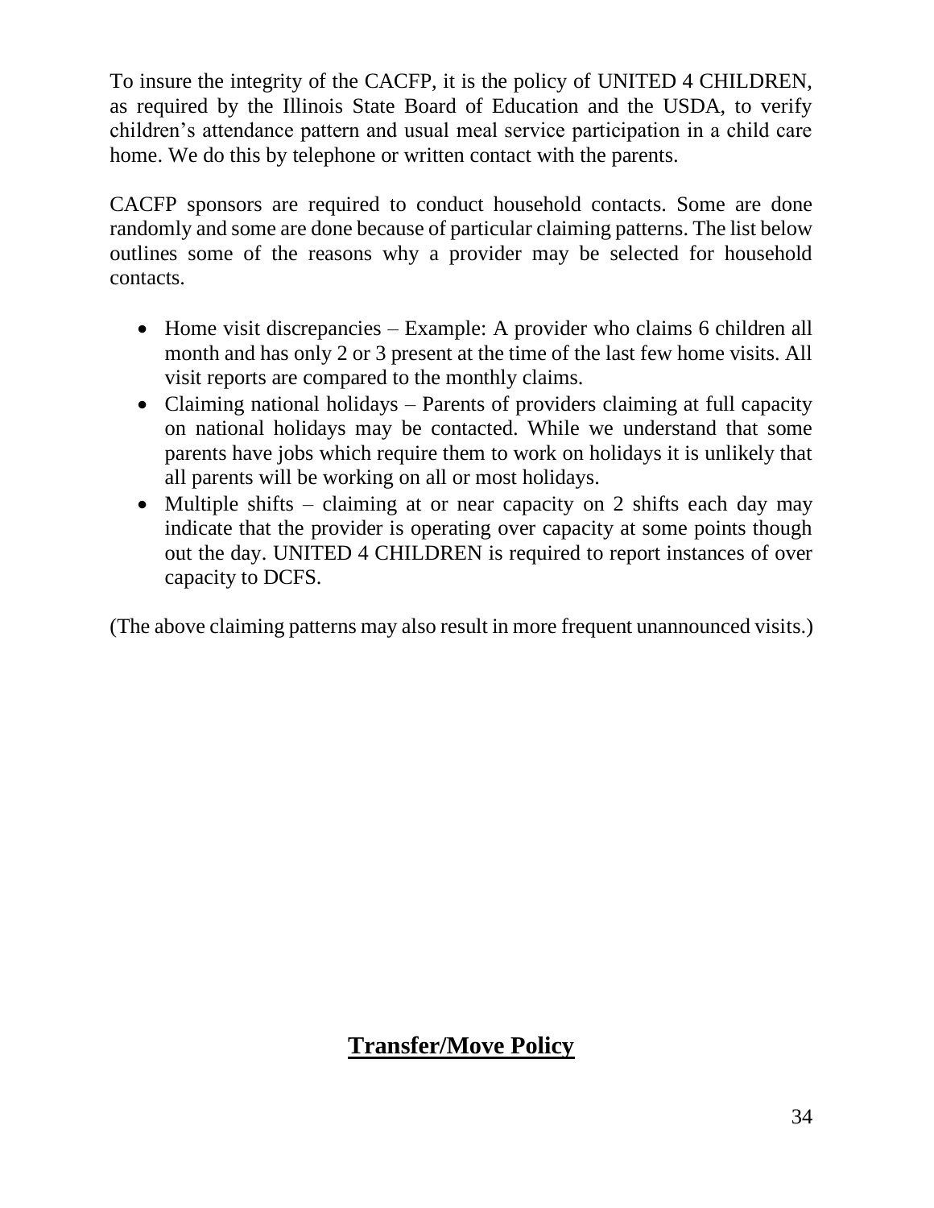To insure the integrity of the CACFP, it is the policy of UNITED 4 CHILDREN, as required by the Illinois State Board of Education and the USDA, to verify children's attendance pattern and usual meal service participation in a child care home. We do this by telephone or written contact with the parents.

CACFP sponsors are required to conduct household contacts. Some are done randomly and some are done because of particular claiming patterns. The list below outlines some of the reasons why a provider may be selected for household contacts.

- Home visit discrepancies – Example: A provider who claims 6 children all month and has only 2 or 3 present at the time of the last few home visits. All visit reports are compared to the monthly claims.
- Claiming national holidays – Parents of providers claiming at full capacity on national holidays may be contacted. While we understand that some parents have jobs which require them to work on holidays it is unlikely that all parents will be working on all or most holidays.
- Multiple shifts – claiming at or near capacity on 2 shifts each day may indicate that the provider is operating over capacity at some points though out the day. UNITED 4 CHILDREN is required to report instances of over capacity to DCFS.

(The above claiming patterns may also result in more frequent unannounced visits.)

## Transfer/Move Policy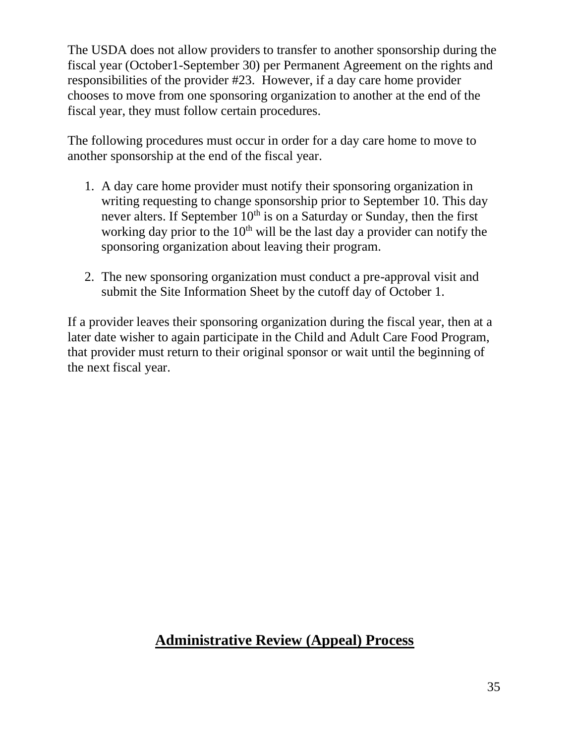The USDA does not allow providers to transfer to another sponsorship during the fiscal year (October1-September 30) per Permanent Agreement on the rights and responsibilities of the provider #23. However, if a day care home provider chooses to move from one sponsoring organization to another at the end of the fiscal year, they must follow certain procedures.

The following procedures must occur in order for a day care home to move to another sponsorship at the end of the fiscal year.

1. A day care home provider must notify their sponsoring organization in writing requesting to change sponsorship prior to September 10. This day never alters. If September 10th is on a Saturday or Sunday, then the first working day prior to the 10th will be the last day a provider can notify the sponsoring organization about leaving their program.

2. The new sponsoring organization must conduct a pre-approval visit and submit the Site Information Sheet by the cutoff day of October 1.

If a provider leaves their sponsoring organization during the fiscal year, then at a later date wisher to again participate in the Child and Adult Care Food Program, that provider must return to their original sponsor or wait until the beginning of the next fiscal year.

## Administrative Review (Appeal) Process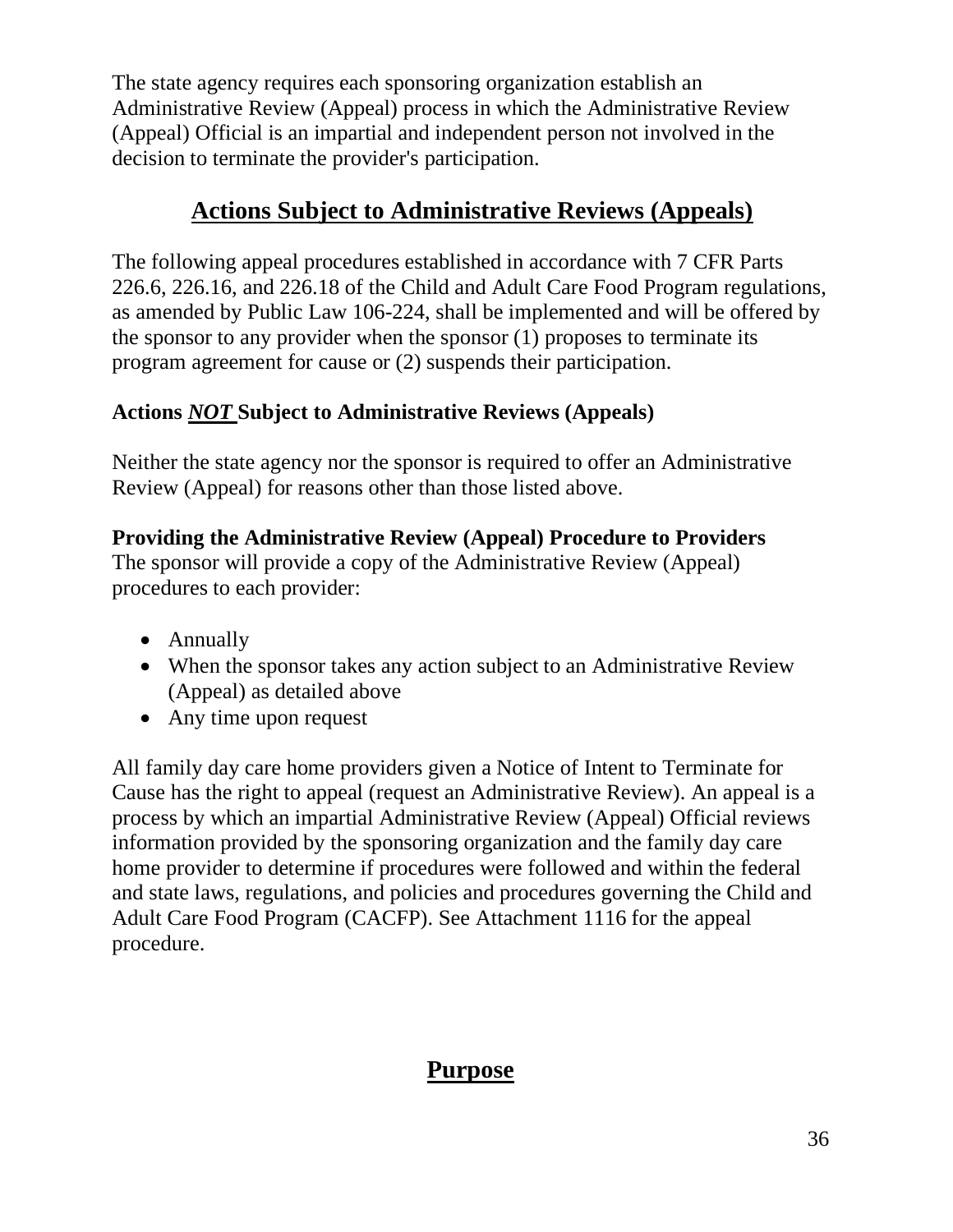The state agency requires each sponsoring organization establish an Administrative Review (Appeal) process in which the Administrative Review (Appeal) Official is an impartial and independent person not involved in the decision to terminate the provider's participation.

## Actions Subject to Administrative Reviews (Appeals)

The following appeal procedures established in accordance with 7 CFR Parts 226.6, 226.16, and 226.18 of the Child and Adult Care Food Program regulations, as amended by Public Law 106-224, shall be implemented and will be offered by the sponsor to any provider when the sponsor (1) proposes to terminate its program agreement for cause or (2) suspends their participation.

### Actions ***NOT*** Subject to Administrative Reviews (Appeals)

Neither the state agency nor the sponsor is required to offer an Administrative Review (Appeal) for reasons other than those listed above.

**Providing the Administrative Review (Appeal) Procedure to Providers**
The sponsor will provide a copy of the Administrative Review (Appeal) procedures to each provider:

- Annually
- When the sponsor takes any action subject to an Administrative Review (Appeal) as detailed above
- Any time upon request

All family day care home providers given a Notice of Intent to Terminate for Cause has the right to appeal (request an Administrative Review). An appeal is a process by which an impartial Administrative Review (Appeal) Official reviews information provided by the sponsoring organization and the family day care home provider to determine if procedures were followed and within the federal and state laws, regulations, and policies and procedures governing the Child and Adult Care Food Program (CACFP). See Attachment 1116 for the appeal procedure.

## Purpose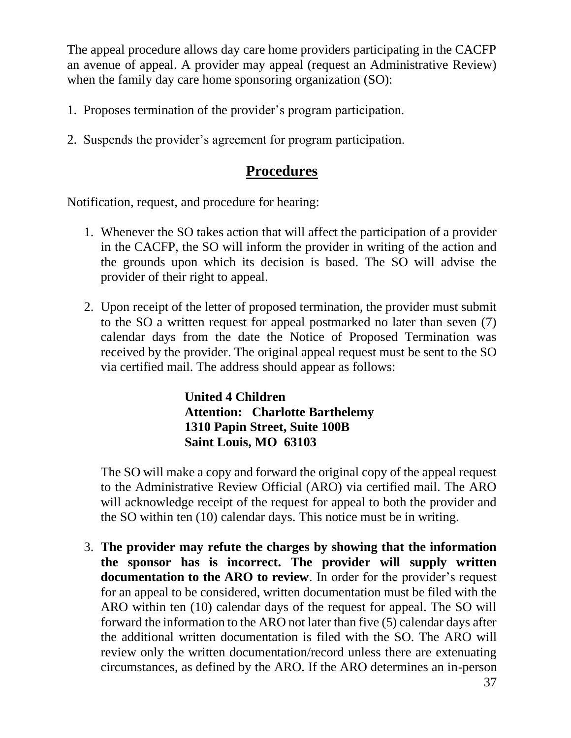The appeal procedure allows day care home providers participating in the CACFP an avenue of appeal. A provider may appeal (request an Administrative Review) when the family day care home sponsoring organization (SO):

1. Proposes termination of the provider's program participation.

2. Suspends the provider's agreement for program participation.

## Procedures

Notification, request, and procedure for hearing:

1. Whenever the SO takes action that will affect the participation of a provider in the CACFP, the SO will inform the provider in writing of the action and the grounds upon which its decision is based. The SO will advise the provider of their right to appeal.

2. Upon receipt of the letter of proposed termination, the provider must submit to the SO a written request for appeal postmarked no later than seven (7) calendar days from the date the Notice of Proposed Termination was received by the provider. The original appeal request must be sent to the SO via certified mail. The address should appear as follows:

   **United 4 Children**
   **Attention: Charlotte Barthelemy**
   **1310 Papin Street, Suite 100B**
   **Saint Louis, MO 63103**

   The SO will make a copy and forward the original copy of the appeal request to the Administrative Review Official (ARO) via certified mail. The ARO will acknowledge receipt of the request for appeal to both the provider and the SO within ten (10) calendar days. This notice must be in writing.

3. **The provider may refute the charges by showing that the information the sponsor has is incorrect. The provider will supply written documentation to the ARO to review**. In order for the provider's request for an appeal to be considered, written documentation must be filed with the ARO within ten (10) calendar days of the request for appeal. The SO will forward the information to the ARO not later than five (5) calendar days after the additional written documentation is filed with the SO. The ARO will review only the written documentation/record unless there are extenuating circumstances, as defined by the ARO. If the ARO determines an in-person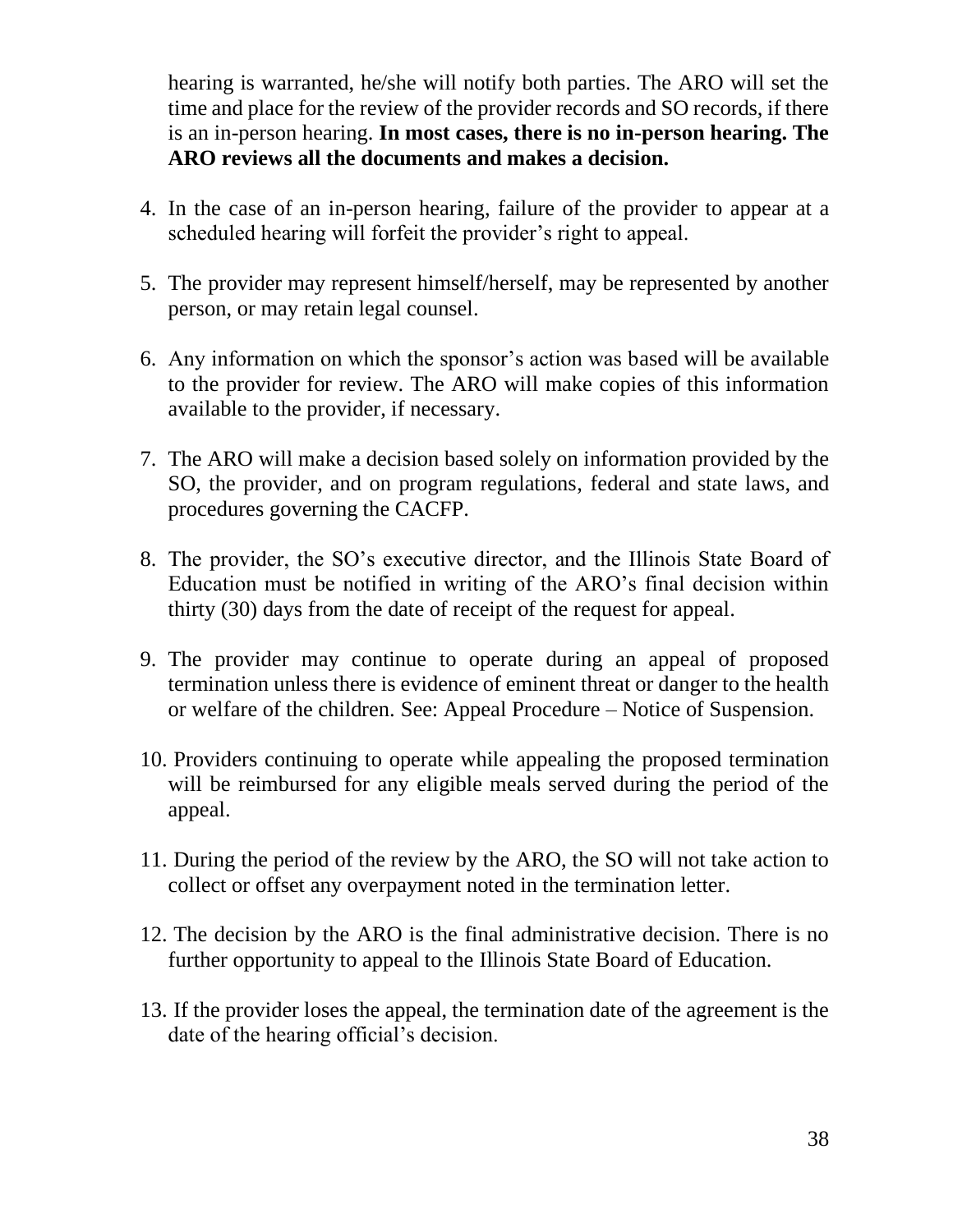hearing is warranted, he/she will notify both parties. The ARO will set the time and place for the review of the provider records and SO records, if there is an in-person hearing. **In most cases, there is no in-person hearing. The ARO reviews all the documents and makes a decision.**

4. In the case of an in-person hearing, failure of the provider to appear at a scheduled hearing will forfeit the provider's right to appeal.

5. The provider may represent himself/herself, may be represented by another person, or may retain legal counsel.

6. Any information on which the sponsor's action was based will be available to the provider for review. The ARO will make copies of this information available to the provider, if necessary.

7. The ARO will make a decision based solely on information provided by the SO, the provider, and on program regulations, federal and state laws, and procedures governing the CACFP.

8. The provider, the SO's executive director, and the Illinois State Board of Education must be notified in writing of the ARO's final decision within thirty (30) days from the date of receipt of the request for appeal.

9. The provider may continue to operate during an appeal of proposed termination unless there is evidence of eminent threat or danger to the health or welfare of the children. See: Appeal Procedure – Notice of Suspension.

10. Providers continuing to operate while appealing the proposed termination will be reimbursed for any eligible meals served during the period of the appeal.

11. During the period of the review by the ARO, the SO will not take action to collect or offset any overpayment noted in the termination letter.

12. The decision by the ARO is the final administrative decision. There is no further opportunity to appeal to the Illinois State Board of Education.

13. If the provider loses the appeal, the termination date of the agreement is the date of the hearing official's decision.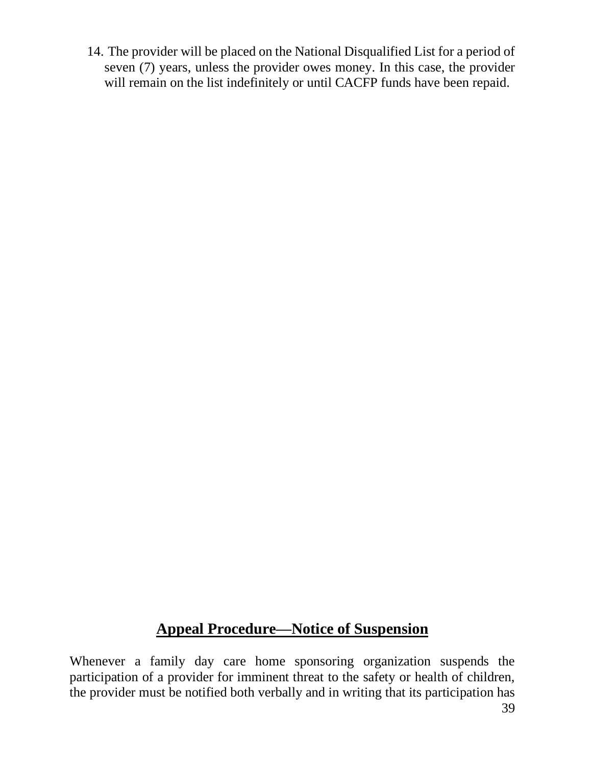14. The provider will be placed on the National Disqualified List for a period of seven (7) years, unless the provider owes money. In this case, the provider will remain on the list indefinitely or until CACFP funds have been repaid.

## Appeal Procedure—Notice of Suspension

Whenever a family day care home sponsoring organization suspends the participation of a provider for imminent threat to the safety or health of children, the provider must be notified both verbally and in writing that its participation has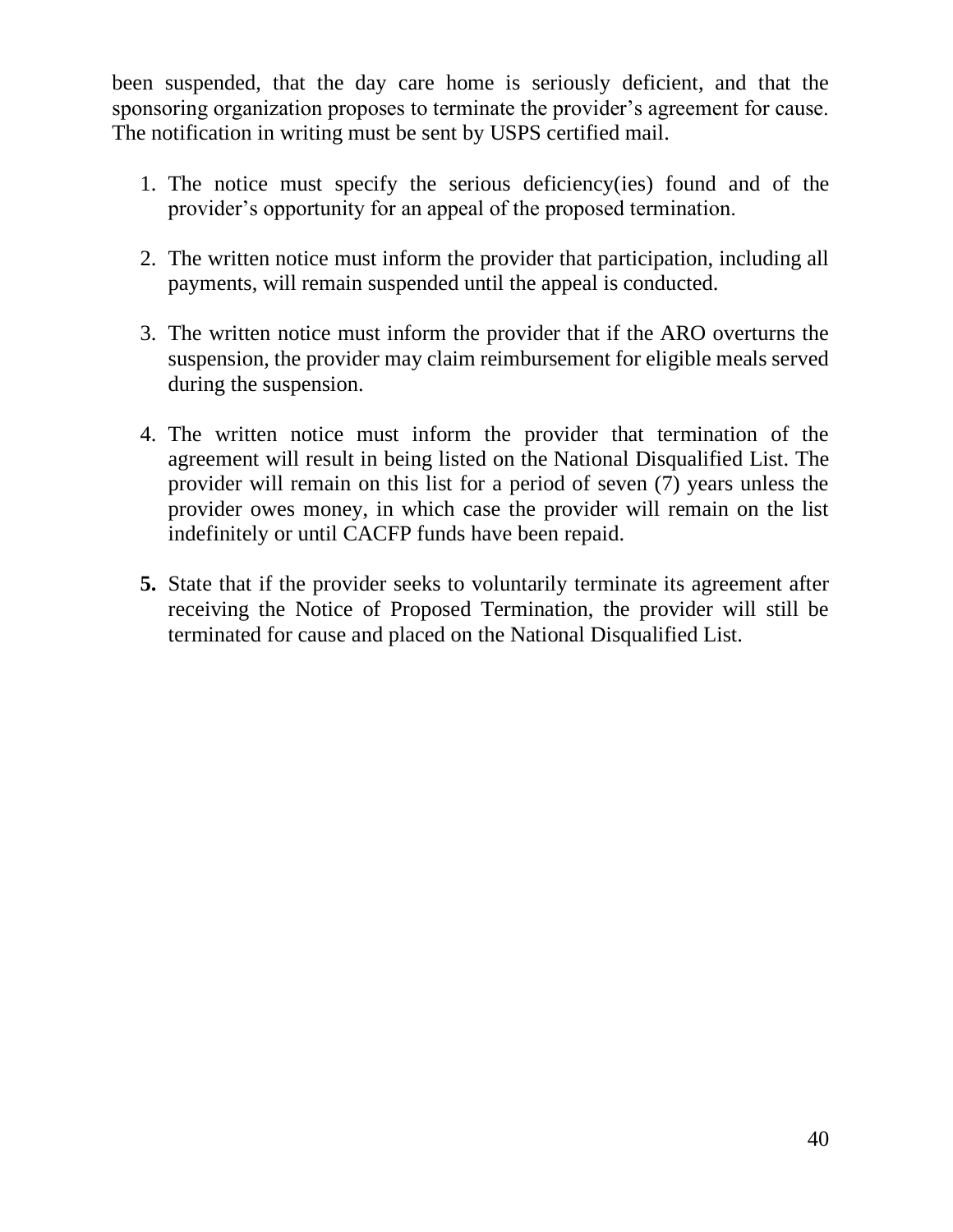been suspended, that the day care home is seriously deficient, and that the sponsoring organization proposes to terminate the provider's agreement for cause. The notification in writing must be sent by USPS certified mail.

1. The notice must specify the serious deficiency(ies) found and of the provider's opportunity for an appeal of the proposed termination.

2. The written notice must inform the provider that participation, including all payments, will remain suspended until the appeal is conducted.

3. The written notice must inform the provider that if the ARO overturns the suspension, the provider may claim reimbursement for eligible meals served during the suspension.

4. The written notice must inform the provider that termination of the agreement will result in being listed on the National Disqualified List. The provider will remain on this list for a period of seven (7) years unless the provider owes money, in which case the provider will remain on the list indefinitely or until CACFP funds have been repaid.

5. State that if the provider seeks to voluntarily terminate its agreement after receiving the Notice of Proposed Termination, the provider will still be terminated for cause and placed on the National Disqualified List.